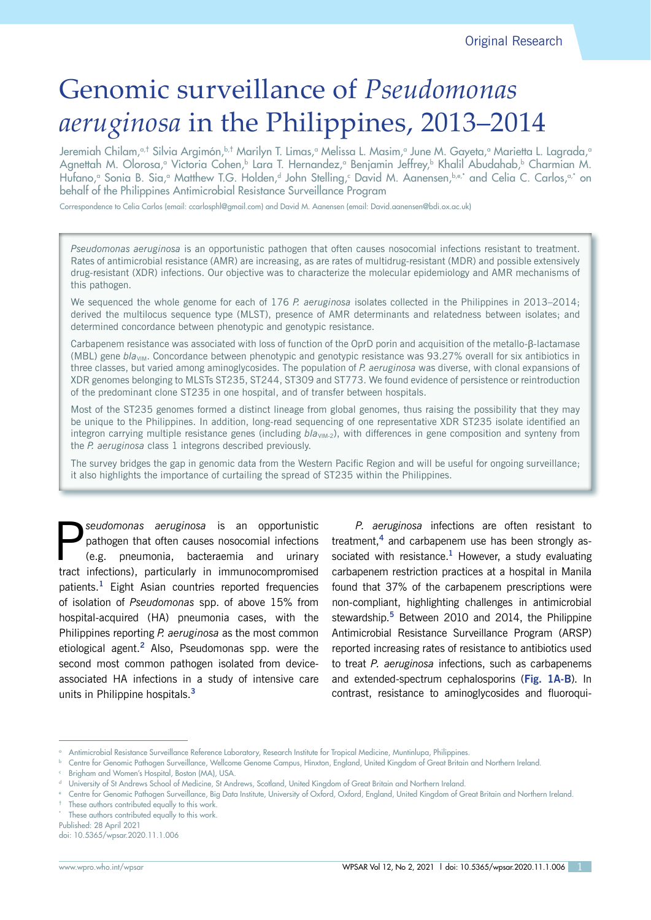Original Research

# Genomic surveillance of *Pseudomonas aeruginosa* in the Philippines, 2013–2014

Jeremiah Chilam,[a,†] Silvia Argimón,[b,†] Marilyn T. Limas,[a] Melissa L. Masim,[a] June M. Gayeta,[a] Marietta L. Lagrada,[a] Agnettah M. Olorosa,[a] Victoria Cohen,[b] Lara T. Hernandez,[a] Benjamin Jeffrey,[b] Khalil Abudahab,[b] Charmian M. Hufano,[a] Sonia B. Sia,[a] Matthew T.G. Holden,[d] John Stelling,[c] David M. Aanensen,[b,e,*] and Celia C. Carlos,[a,*] on behalf of the Philippines Antimicrobial Resistance Surveillance Program

Correspondence to Celia Carlos (email: ccarlospht@gmail.com) and David M. Aanensen (email: David.aanensen@bdi.ox.ac.uk)

*Pseudomonas aeruginosa* is an opportunistic pathogen that often causes nosocomial infections resistant to treatment. Rates of antimicrobial resistance (AMR) are increasing, as are rates of multidrug-resistant (MDR) and possible extensively drug-resistant (XDR) infections. Our objective was to characterize the molecular epidemiology and AMR mechanisms of this pathogen.

We sequenced the whole genome for each of 176 *P. aeruginosa* isolates collected in the Philippines in 2013–2014; derived the multilocus sequence type (MLST), presence of AMR determinants and relatedness between isolates; and determined concordance between phenotypic and genotypic resistance.

Carbapenem resistance was associated with loss of function of the OprD porin and acquisition of the metallo-β-lactamase (MBL) gene $bla_{VIM}$. Concordance between phenotypic and genotypic resistance was 93.27% overall for six antibiotics in three classes, but varied among aminoglycosides. The population of *P. aeruginosa* was diverse, with clonal expansions of XDR genomes belonging to MLSTs ST235, ST244, ST309 and ST773. We found evidence of persistence or reintroduction of the predominant clone ST235 in one hospital, and of transfer between hospitals.

Most of the ST235 genomes formed a distinct lineage from global genomes, thus raising the possibility that they may be unique to the Philippines. In addition, long-read sequencing of one representative XDR ST235 isolate identified an integron carrying multiple resistance genes (including $bla_{VIM-2}$), with differences in gene composition and synteny from the *P. aeruginosa* class 1 integrons described previously.

The survey bridges the gap in genomic data from the Western Pacific Region and will be useful for ongoing surveillance; it also highlights the importance of curtailing the spread of ST235 within the Philippines.

*Pseudomonas aeruginosa* is an opportunistic pathogen that often causes nosocomial infections (e.g. pneumonia, bacteraemia and urinary tract infections), particularly in immunocompromised patients.[1] Eight Asian countries reported frequencies of isolation of *Pseudomonas* spp. of above 15% from hospital-acquired (HA) pneumonia cases, with the Philippines reporting *P. aeruginosa* as the most common etiological agent.[2] Also, Pseudomonas spp. were the second most common pathogen isolated from device-associated HA infections in a study of intensive care units in Philippine hospitals.[3]

*P. aeruginosa* infections are often resistant to treatment,[4] and carbapenem use has been strongly associated with resistance.[1] However, a study evaluating carbapenem restriction practices at a hospital in Manila found that 37% of the carbapenem prescriptions were non-compliant, highlighting challenges in antimicrobial stewardship.[5] Between 2010 and 2014, the Philippine Antimicrobial Resistance Surveillance Program (ARSP) reported increasing rates of resistance to antibiotics used to treat *P. aeruginosa* infections, such as carbapenems and extended-spectrum cephalosporins (**Fig. 1A-B**). In contrast, resistance to aminoglycosides and fluoroqui-

---

[a] Antimicrobial Resistance Surveillance Reference Laboratory, Research Institute for Tropical Medicine, Muntinlupa, Philippines.
[b] Centre for Genomic Pathogen Surveillance, Wellcome Genome Campus, Hinxton, England, United Kingdom of Great Britain and Northern Ireland.
[c] Brigham and Women's Hospital, Boston (MA), USA.
[d] University of St Andrews School of Medicine, St Andrews, Scotland, United Kingdom of Great Britain and Northern Ireland.
[e] Centre for Genomic Pathogen Surveillance, Big Data Institute, University of Oxford, Oxford, England, United Kingdom of Great Britain and Northern Ireland.
[†] These authors contributed equally to this work.
[*] These authors contributed equally to this work.
Published: 28 April 2021
doi: 10.5365/wpsar.2020.11.1.006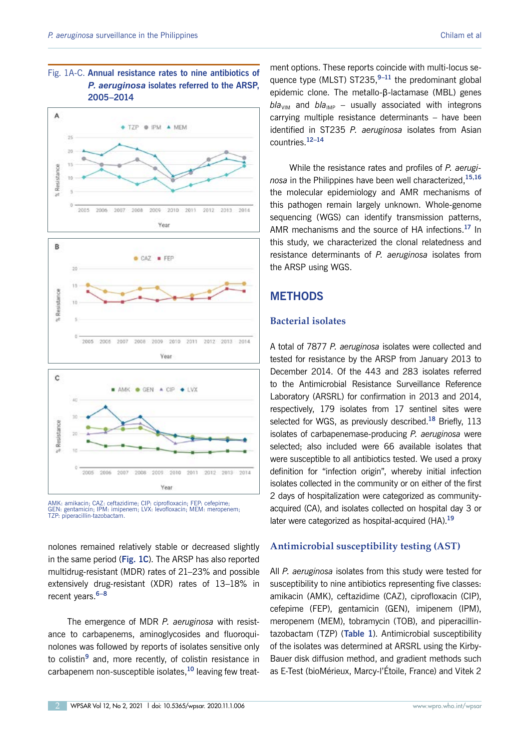Fig. 1A-C. **Annual resistance rates to nine antibiotics of *P. aeruginosa* isolates referred to the ARSP, 2005–2014**

AMK: amikacin; CAZ: ceftazidime; CIP: ciprofloxacin; FEP: cefepime; GEN: gentamicin; IPM: imipenem; LVX: levofloxacin; MEM: meropenem; TZP: piperacillin-tazobactam.

nolones remained relatively stable or decreased slightly in the same period (**Fig. 1C**). The ARSP has also reported multidrug-resistant (MDR) rates of 21–23% and possible extensively drug-resistant (XDR) rates of 13–18% in recent years.[6–8]

The emergence of MDR *P. aeruginosa* with resistance to carbapenems, aminoglycosides and fluoroquinolones was followed by reports of isolates sensitive only to colistin[9] and, more recently, of colistin resistance in carbapenem non-susceptible isolates,[10] leaving few treatment options. These reports coincide with multi-locus sequence type (MLST) ST235,[9–11] the predominant global epidemic clone. The metallo-β-lactamase (MBL) genes $bla_{VIM}$ and $bla_{IMP}$ – usually associated with integrons carrying multiple resistance determinants – have been identified in ST235 *P. aeruginosa* isolates from Asian countries.[12–14]

While the resistance rates and profiles of *P. aeruginosa* in the Philippines have been well characterized,[15,16] the molecular epidemiology and AMR mechanisms of this pathogen remain largely unknown. Whole-genome sequencing (WGS) can identify transmission patterns, AMR mechanisms and the source of HA infections.[17] In this study, we characterized the clonal relatedness and resistance determinants of *P. aeruginosa* isolates from the ARSP using WGS.

## METHODS

### Bacterial isolates

A total of 7877 *P. aeruginosa* isolates were collected and tested for resistance by the ARSP from January 2013 to December 2014. Of the 443 and 283 isolates referred to the Antimicrobial Resistance Surveillance Reference Laboratory (ARSRL) for confirmation in 2013 and 2014, respectively, 179 isolates from 17 sentinel sites were selected for WGS, as previously described.[18] Briefly, 113 isolates of carbapenemase-producing *P. aeruginosa* were selected; also included were 66 available isolates that were susceptible to all antibiotics tested. We used a proxy definition for "infection origin", whereby initial infection isolates collected in the community or on either of the first 2 days of hospitalization were categorized as community-acquired (CA), and isolates collected on hospital day 3 or later were categorized as hospital-acquired (HA).[19]

### Antimicrobial susceptibility testing (AST)

All *P. aeruginosa* isolates from this study were tested for susceptibility to nine antibiotics representing five classes: amikacin (AMK), ceftazidime (CAZ), ciprofloxacin (CIP), cefepime (FEP), gentamicin (GEN), imipenem (IPM), meropenem (MEM), tobramycin (TOB), and piperacillin-tazobactam (TZP) (**Table 1**). Antimicrobial susceptibility of the isolates was determined at ARSRL using the Kirby-Bauer disk diffusion method, and gradient methods such as E-Test (bioMérieux, Marcy-l'Étoile, France) and Vitek 2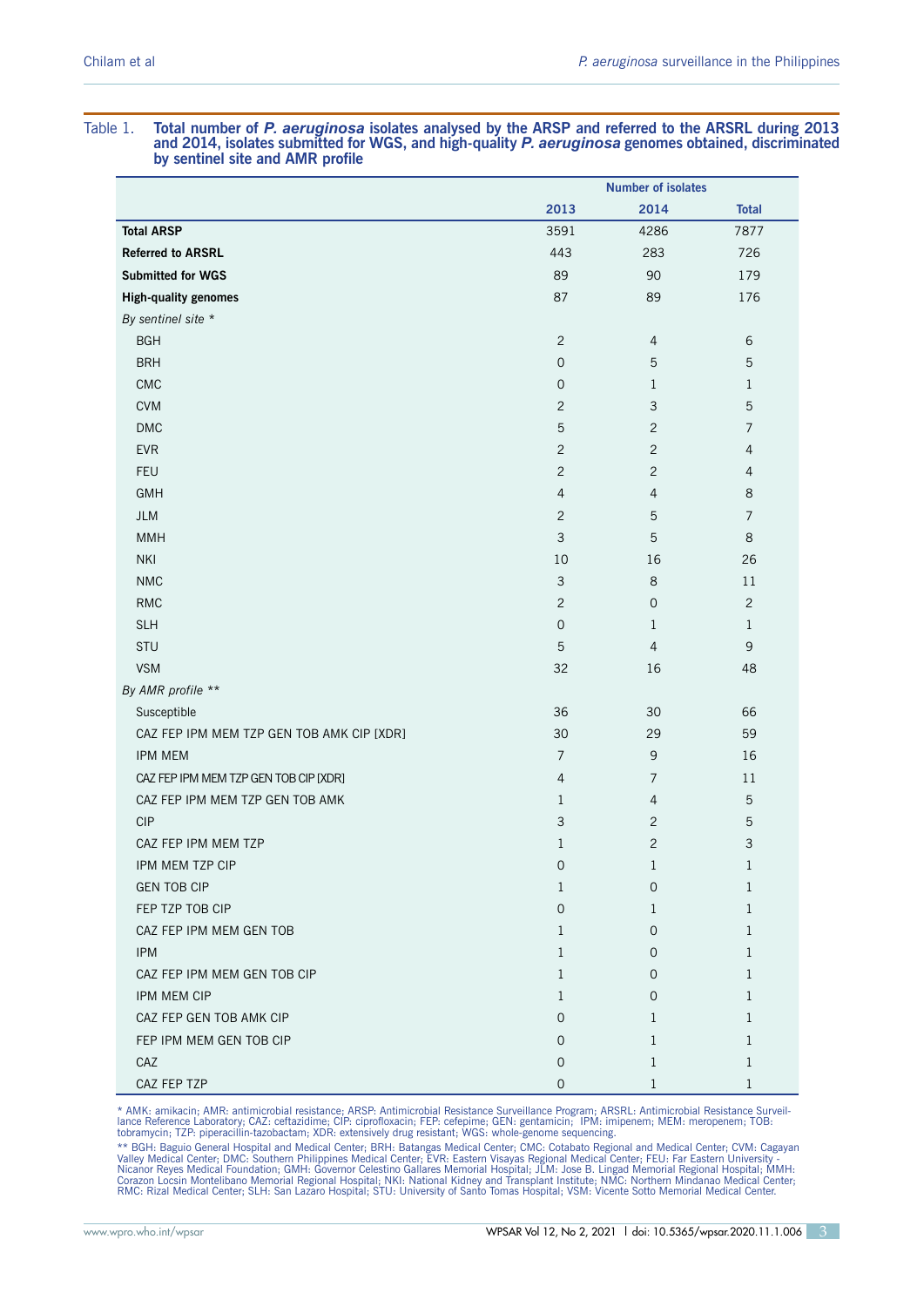Table 1. **Total number of *P. aeruginosa* isolates analysed by the ARSP and referred to the ARSRL during 2013 and 2014, isolates submitted for WGS, and high-quality *P. aeruginosa* genomes obtained, discriminated by sentinel site and AMR profile**

| | Number of isolates | | |
|---|---|---|---|
| | 2013 | 2014 | Total |
| **Total ARSP** | 3591 | 4286 | 7877 |
| **Referred to ARSRL** | 443 | 283 | 726 |
| **Submitted for WGS** | 89 | 90 | 179 |
| **High-quality genomes** | 87 | 89 | 176 |
| *By sentinel site* * | | | |
| BGH | 2 | 4 | 6 |
| BRH | 0 | 5 | 5 |
| CMC | 0 | 1 | 1 |
| CVM | 2 | 3 | 5 |
| DMC | 5 | 2 | 7 |
| EVR | 2 | 2 | 4 |
| FEU | 2 | 2 | 4 |
| GMH | 4 | 4 | 8 |
| JLM | 2 | 5 | 7 |
| MMH | 3 | 5 | 8 |
| NKI | 10 | 16 | 26 |
| NMC | 3 | 8 | 11 |
| RMC | 2 | 0 | 2 |
| SLH | 0 | 1 | 1 |
| STU | 5 | 4 | 9 |
| VSM | 32 | 16 | 48 |
| *By AMR profile* ** | | | |
| Susceptible | 36 | 30 | 66 |
| CAZ FEP IPM MEM TZP GEN TOB AMK CIP [XDR] | 30 | 29 | 59 |
| IPM MEM | 7 | 9 | 16 |
| CAZ FEP IPM MEM TZP GEN TOB CIP [XDR] | 4 | 7 | 11 |
| CAZ FEP IPM MEM TZP GEN TOB AMK | 1 | 4 | 5 |
| CIP | 3 | 2 | 5 |
| CAZ FEP IPM MEM TZP | 1 | 2 | 3 |
| IPM MEM TZP CIP | 0 | 1 | 1 |
| GEN TOB CIP | 1 | 0 | 1 |
| FEP TZP TOB CIP | 0 | 1 | 1 |
| CAZ FEP IPM MEM GEN TOB | 1 | 0 | 1 |
| IPM | 1 | 0 | 1 |
| CAZ FEP IPM MEM GEN TOB CIP | 1 | 0 | 1 |
| IPM MEM CIP | 1 | 0 | 1 |
| CAZ FEP GEN TOB AMK CIP | 0 | 1 | 1 |
| FEP IPM MEM GEN TOB CIP | 0 | 1 | 1 |
| CAZ | 0 | 1 | 1 |
| CAZ FEP TZP | 0 | 1 | 1 |

\* AMK: amikacin; AMR: antimicrobial resistance; ARSP: Antimicrobial Resistance Surveillance Program; ARSRL: Antimicrobial Resistance Surveillance Reference Laboratory; CAZ: ceftazidime; CIP: ciprofloxacin; FEP: cefepime; GEN: gentamicin; IPM: imipenem; MEM: meropenem; TOB: tobramycin; TZP: piperacillin-tazobactam; XDR: extensively drug resistant; WGS: whole-genome sequencing.

** BGH: Baguio General Hospital and Medical Center; BRH: Batangas Medical Center; CMC: Cotabato Regional and Medical Center; CVM: Cagayan Valley Medical Center; DMC: Southern Philippines Medical Center; EVR: Eastern Visayas Regional Medical Center; FEU: Far Eastern University - Nicanor Reyes Medical Foundation; GMH: Governor Celestino Gallares Memorial Hospital; JLM: Jose B. Lingad Memorial Regional Hospital; MMH: Corazon Locsin Montelibano Memorial Regional Hospital; NKI: National Kidney and Transplant Institute; NMC: Northern Mindanao Medical Center; RMC: Rizal Medical Center; SLH: San Lazaro Hospital; STU: University of Santo Tomas Hospital; VSM: Vicente Sotto Memorial Medical Center.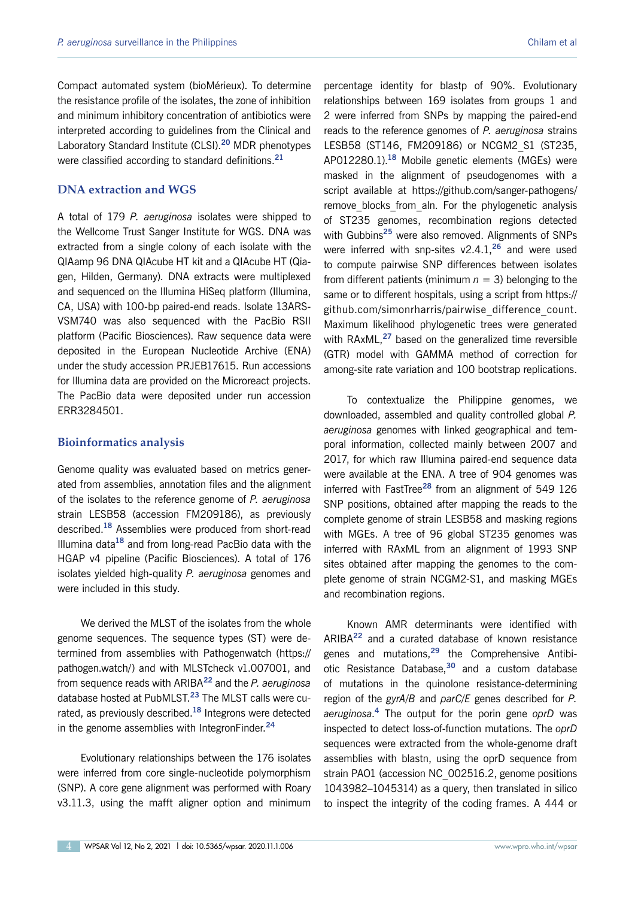Compact automated system (bioMérieux). To determine the resistance profile of the isolates, the zone of inhibition and minimum inhibitory concentration of antibiotics were interpreted according to guidelines from the Clinical and Laboratory Standard Institute (CLSI).[20] MDR phenotypes were classified according to standard definitions.[21]

## DNA extraction and WGS

A total of 179 *P. aeruginosa* isolates were shipped to the Wellcome Trust Sanger Institute for WGS. DNA was extracted from a single colony of each isolate with the QIAamp 96 DNA QIAcube HT kit and a QIAcube HT (Qiagen, Hilden, Germany). DNA extracts were multiplexed and sequenced on the Illumina HiSeq platform (Illumina, CA, USA) with 100-bp paired-end reads. Isolate 13ARS-VSM740 was also sequenced with the PacBio RSII platform (Pacific Biosciences). Raw sequence data were deposited in the European Nucleotide Archive (ENA) under the study accession PRJEB17615. Run accessions for Illumina data are provided on the Microreact projects. The PacBio data were deposited under run accession ERR3284501.

## Bioinformatics analysis

Genome quality was evaluated based on metrics generated from assemblies, annotation files and the alignment of the isolates to the reference genome of *P. aeruginosa* strain LESB58 (accession FM209186), as previously described.[18] Assemblies were produced from short-read Illumina data[18] and from long-read PacBio data with the HGAP v4 pipeline (Pacific Biosciences). A total of 176 isolates yielded high-quality *P. aeruginosa* genomes and were included in this study.

We derived the MLST of the isolates from the whole genome sequences. The sequence types (ST) were determined from assemblies with Pathogenwatch (https://pathogen.watch/) and with MLSTcheck v1.007001, and from sequence reads with ARIBA[22] and the *P. aeruginosa* database hosted at PubMLST.[23] The MLST calls were curated, as previously described.[18] Integrons were detected in the genome assemblies with IntegronFinder.[24]

Evolutionary relationships between the 176 isolates were inferred from core single-nucleotide polymorphism (SNP). A core gene alignment was performed with Roary v3.11.3, using the mafft aligner option and minimum percentage identity for blastp of 90%. Evolutionary relationships between 169 isolates from groups 1 and 2 were inferred from SNPs by mapping the paired-end reads to the reference genomes of *P. aeruginosa* strains LESB58 (ST146, FM209186) or NCGM2_S1 (ST235, AP012280.1).[18] Mobile genetic elements (MGEs) were masked in the alignment of pseudogenomes with a script available at https://github.com/sanger-pathogens/remove_blocks_from_aln. For the phylogenetic analysis of ST235 genomes, recombination regions detected with Gubbins[25] were also removed. Alignments of SNPs were inferred with snp-sites v2.4.1,[26] and were used to compute pairwise SNP differences between isolates from different patients (minimum $n = 3$) belonging to the same or to different hospitals, using a script from https://github.com/simonrharris/pairwise_difference_count. Maximum likelihood phylogenetic trees were generated with RAxML,[27] based on the generalized time reversible (GTR) model with GAMMA method of correction for among-site rate variation and 100 bootstrap replications.

To contextualize the Philippine genomes, we downloaded, assembled and quality controlled global *P. aeruginosa* genomes with linked geographical and temporal information, collected mainly between 2007 and 2017, for which raw Illumina paired-end sequence data were available at the ENA. A tree of 904 genomes was inferred with FastTree[28] from an alignment of 549 126 SNP positions, obtained after mapping the reads to the complete genome of strain LESB58 and masking regions with MGEs. A tree of 96 global ST235 genomes was inferred with RAxML from an alignment of 1993 SNP sites obtained after mapping the genomes to the complete genome of strain NCGM2-S1, and masking MGEs and recombination regions.

Known AMR determinants were identified with ARIBA[22] and a curated database of known resistance genes and mutations,[29] the Comprehensive Antibiotic Resistance Database,[30] and a custom database of mutations in the quinolone resistance-determining region of the *gyrA/B* and *parC/E* genes described for *P. aeruginosa*.[4] The output for the porin gene *oprD* was inspected to detect loss-of-function mutations. The *oprD* sequences were extracted from the whole-genome draft assemblies with blastn, using the oprD sequence from strain PAO1 (accession NC_002516.2, genome positions 1043982–1045314) as a query, then translated in silico to inspect the integrity of the coding frames. A 444 or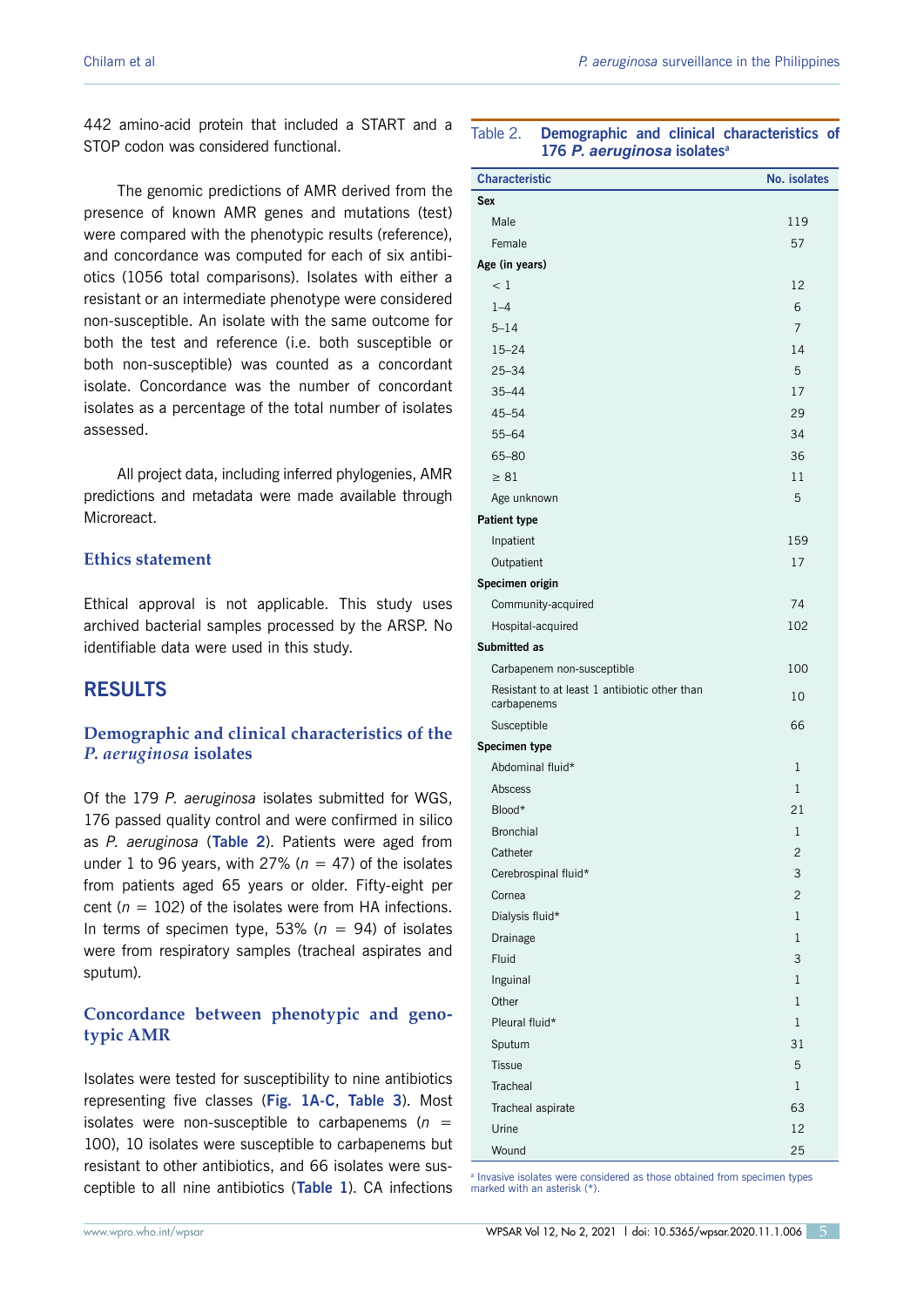442 amino-acid protein that included a START and a STOP codon was considered functional.

The genomic predictions of AMR derived from the presence of known AMR genes and mutations (test) were compared with the phenotypic results (reference), and concordance was computed for each of six antibiotics (1056 total comparisons). Isolates with either a resistant or an intermediate phenotype were considered non-susceptible. An isolate with the same outcome for both the test and reference (i.e. both susceptible or both non-susceptible) was counted as a concordant isolate. Concordance was the number of concordant isolates as a percentage of the total number of isolates assessed.

All project data, including inferred phylogenies, AMR predictions and metadata were made available through Microreact.

### Ethics statement

Ethical approval is not applicable. This study uses archived bacterial samples processed by the ARSP. No identifiable data were used in this study.

## RESULTS

### Demographic and clinical characteristics of the *P. aeruginosa* isolates

Of the 179 *P. aeruginosa* isolates submitted for WGS, 176 passed quality control and were confirmed in silico as *P. aeruginosa* (**Table 2**). Patients were aged from under 1 to 96 years, with 27% ($n = 47$) of the isolates from patients aged 65 years or older. Fifty-eight per cent ($n = 102$) of the isolates were from HA infections. In terms of specimen type, 53% ($n = 94$) of isolates were from respiratory samples (tracheal aspirates and sputum).

### Concordance between phenotypic and genotypic AMR

Isolates were tested for susceptibility to nine antibiotics representing five classes (**Fig. 1A-C**, **Table 3**). Most isolates were non-susceptible to carbapenems ($n = 100$), 10 isolates were susceptible to carbapenems but resistant to other antibiotics, and 66 isolates were susceptible to all nine antibiotics (**Table 1**). CA infections

Table 2. **Demographic and clinical characteristics of 176 *P. aeruginosa* isolates**[a]

| Characteristic | No. isolates |
|---|---|
| **Sex** | |
| Male | 119 |
| Female | 57 |
| **Age (in years)** | |
| < 1 | 12 |
| 1–4 | 6 |
| 5–14 | 7 |
| 15–24 | 14 |
| 25–34 | 5 |
| 35–44 | 17 |
| 45–54 | 29 |
| 55–64 | 34 |
| 65–80 | 36 |
| ≥ 81 | 11 |
| Age unknown | 5 |
| **Patient type** | |
| Inpatient | 159 |
| Outpatient | 17 |
| **Specimen origin** | |
| Community-acquired | 74 |
| Hospital-acquired | 102 |
| **Submitted as** | |
| Carbapenem non-susceptible | 100 |
| Resistant to at least 1 antibiotic other than carbapenems | 10 |
| Susceptible | 66 |
| **Specimen type** | |
| Abdominal fluid* | 1 |
| Abscess | 1 |
| Blood* | 21 |
| Bronchial | 1 |
| Catheter | 2 |
| Cerebrospinal fluid* | 3 |
| Cornea | 2 |
| Dialysis fluid* | 1 |
| Drainage | 1 |
| Fluid | 3 |
| Inguinal | 1 |
| Other | 1 |
| Pleural fluid* | 1 |
| Sputum | 31 |
| Tissue | 5 |
| Tracheal | 1 |
| Tracheal aspirate | 63 |
| Urine | 12 |
| Wound | 25 |

[a] Invasive isolates were considered as those obtained from specimen types marked with an asterisk (*).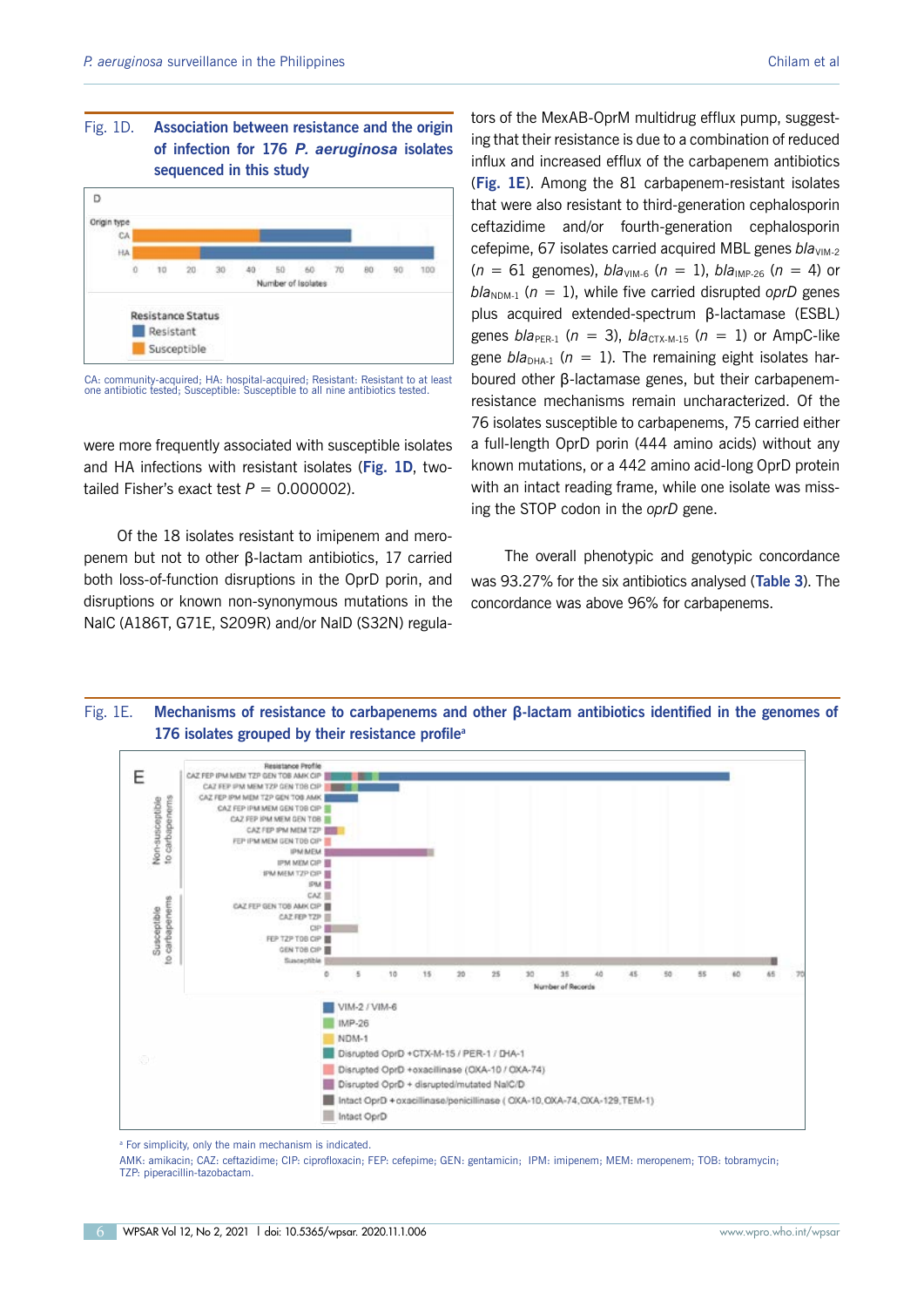Fig. 1D. **Association between resistance and the origin of infection for 176 *P. aeruginosa* isolates sequenced in this study**

CA: community-acquired; HA: hospital-acquired; Resistant: Resistant to at least one antibiotic tested; Susceptible: Susceptible to all nine antibiotics tested.

were more frequently associated with susceptible isolates and HA infections with resistant isolates (**Fig. 1D**, two-tailed Fisher's exact test $P = 0.000002$).

Of the 18 isolates resistant to imipenem and meropenem but not to other β-lactam antibiotics, 17 carried both loss-of-function disruptions in the OprD porin, and disruptions or known non-synonymous mutations in the NalC (A186T, G71E, S209R) and/or NalD (S32N) regulators of the MexAB-OprM multidrug efflux pump, suggesting that their resistance is due to a combination of reduced influx and increased efflux of the carbapenem antibiotics (**Fig. 1E**). Among the 81 carbapenem-resistant isolates that were also resistant to third-generation cephalosporin ceftazidime and/or fourth-generation cephalosporin cefepime, 67 isolates carried acquired MBL genes $bla_{VIM-2}$ ($n = 61$ genomes), $bla_{VIM-6}$ ($n = 1$), $bla_{IMP-26}$ ($n = 4$) or $bla_{NDM-1}$ ($n = 1$), while five carried disrupted *oprD* genes plus acquired extended-spectrum β-lactamase (ESBL) genes $bla_{PER-1}$ ($n = 3$), $bla_{CTX-M-15}$ ($n = 1$) or AmpC-like gene $bla_{DHA-1}$ ($n = 1$). The remaining eight isolates harboured other β-lactamase genes, but their carbapenem-resistance mechanisms remain uncharacterized. Of the 76 isolates susceptible to carbapenems, 75 carried either a full-length OprD porin (444 amino acids) without any known mutations, or a 442 amino acid-long OprD protein with an intact reading frame, while one isolate was missing the STOP codon in the *oprD* gene.

The overall phenotypic and genotypic concordance was 93.27% for the six antibiotics analysed (**Table 3**). The concordance was above 96% for carbapenems.

Fig. 1E. **Mechanisms of resistance to carbapenems and other β-lactam antibiotics identified in the genomes of 176 isolates grouped by their resistance profile**[a]

[a] For simplicity, only the main mechanism is indicated.

AMK: amikacin; CAZ: ceftazidime; CIP: ciprofloxacin; FEP: cefepime; GEN: gentamicin; IPM: imipenem; MEM: meropenem; TOB: tobramycin; TZP: piperacillin-tazobactam.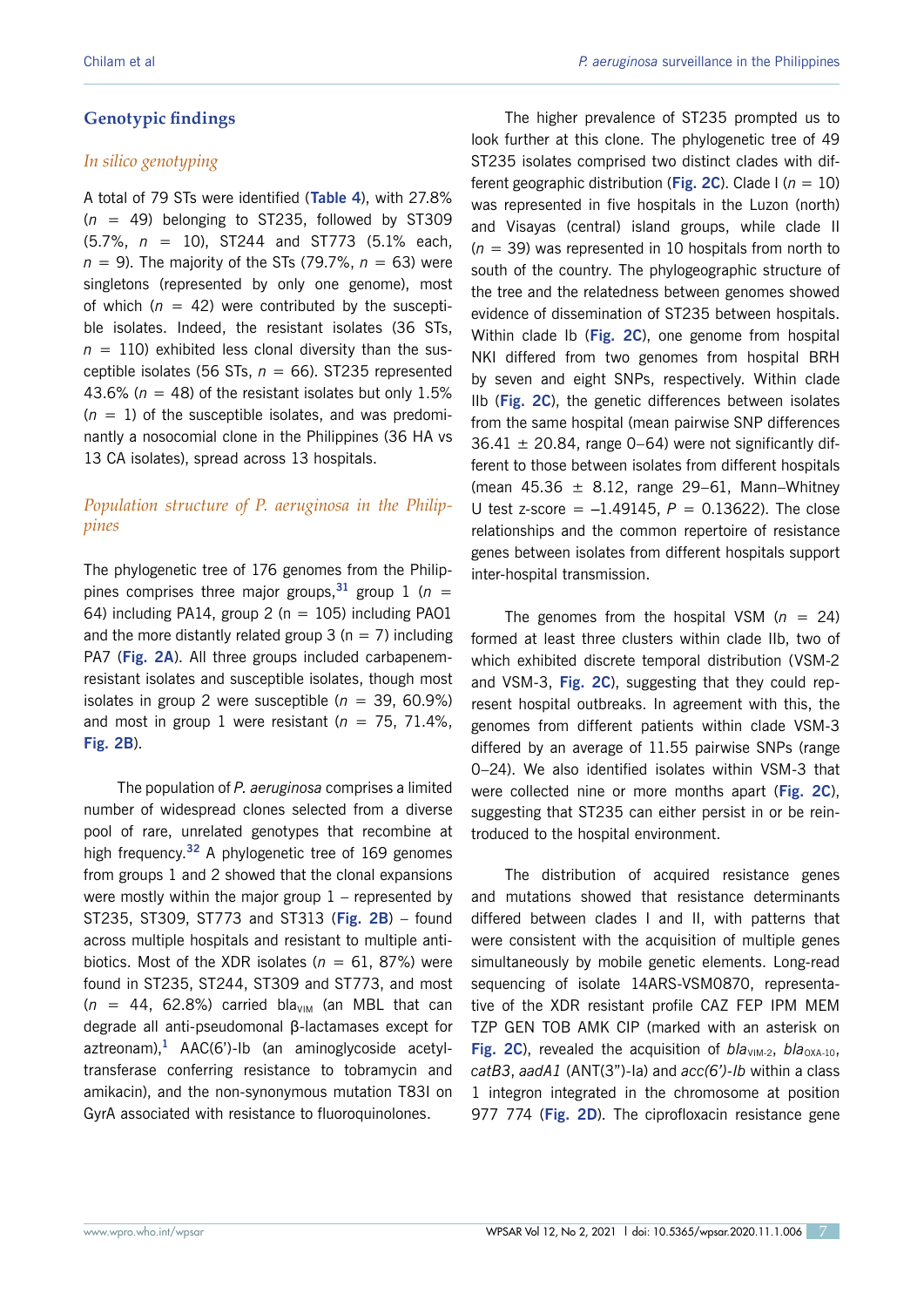## Genotypic findings

### *In silico genotyping*

A total of 79 STs were identified (**Table 4**), with 27.8% ($n$ = 49) belonging to ST235, followed by ST309 (5.7%, $n$ = 10), ST244 and ST773 (5.1% each, $n$ = 9). The majority of the STs (79.7%, $n$ = 63) were singletons (represented by only one genome), most of which ($n$ = 42) were contributed by the susceptible isolates. Indeed, the resistant isolates (36 STs, $n$ = 110) exhibited less clonal diversity than the susceptible isolates (56 STs, $n$ = 66). ST235 represented 43.6% ($n$ = 48) of the resistant isolates but only 1.5% ($n$ = 1) of the susceptible isolates, and was predominantly a nosocomial clone in the Philippines (36 HA vs 13 CA isolates), spread across 13 hospitals.

### *Population structure of P. aeruginosa in the Philippines*

The phylogenetic tree of 176 genomes from the Philippines comprises three major groups,[31] group 1 ($n$ = 64) including PA14, group 2 (n = 105) including PAO1 and the more distantly related group 3 (n = 7) including PA7 (**Fig. 2A**). All three groups included carbapenem-resistant isolates and susceptible isolates, though most isolates in group 2 were susceptible ($n$ = 39, 60.9%) and most in group 1 were resistant ($n$ = 75, 71.4%, **Fig. 2B**).

The population of *P. aeruginosa* comprises a limited number of widespread clones selected from a diverse pool of rare, unrelated genotypes that recombine at high frequency.[32] A phylogenetic tree of 169 genomes from groups 1 and 2 showed that the clonal expansions were mostly within the major group 1 – represented by ST235, ST309, ST773 and ST313 (**Fig. 2B**) – found across multiple hospitals and resistant to multiple antibiotics. Most of the XDR isolates ($n$ = 61, 87%) were found in ST235, ST244, ST309 and ST773, and most ($n$ = 44, 62.8%) carried $bla_{VIM}$ (an MBL that can degrade all anti-pseudomonal β-lactamases except for aztreonam),[1] AAC(6')-Ib (an aminoglycoside acetyltransferase conferring resistance to tobramycin and amikacin), and the non-synonymous mutation T83I on GyrA associated with resistance to fluoroquinolones.

The higher prevalence of ST235 prompted us to look further at this clone. The phylogenetic tree of 49 ST235 isolates comprised two distinct clades with different geographic distribution (**Fig. 2C**). Clade I ($n$ = 10) was represented in five hospitals in the Luzon (north) and Visayas (central) island groups, while clade II ($n$ = 39) was represented in 10 hospitals from north to south of the country. The phylogeographic structure of the tree and the relatedness between genomes showed evidence of dissemination of ST235 between hospitals. Within clade Ib (**Fig. 2C**), one genome from hospital NKI differed from two genomes from hospital BRH by seven and eight SNPs, respectively. Within clade IIb (**Fig. 2C**), the genetic differences between isolates from the same hospital (mean pairwise SNP differences 36.41 ± 20.84, range 0–64) were not significantly different to those between isolates from different hospitals (mean 45.36 ± 8.12, range 29–61, Mann–Whitney U test z-score = –1.49145, $P$ = 0.13622). The close relationships and the common repertoire of resistance genes between isolates from different hospitals support inter-hospital transmission.

The genomes from the hospital VSM ($n$ = 24) formed at least three clusters within clade IIb, two of which exhibited discrete temporal distribution (VSM-2 and VSM-3, **Fig. 2C**), suggesting that they could represent hospital outbreaks. In agreement with this, the genomes from different patients within clade VSM-3 differed by an average of 11.55 pairwise SNPs (range 0–24). We also identified isolates within VSM-3 that were collected nine or more months apart (**Fig. 2C**), suggesting that ST235 can either persist in or be reintroduced to the hospital environment.

The distribution of acquired resistance genes and mutations showed that resistance determinants differed between clades I and II, with patterns that were consistent with the acquisition of multiple genes simultaneously by mobile genetic elements. Long-read sequencing of isolate 14ARS-VSM0870, representative of the XDR resistant profile CAZ FEP IPM MEM TZP GEN TOB AMK CIP (marked with an asterisk on **Fig. 2C**), revealed the acquisition of $bla_{VIM-2}$, $bla_{OXA-10}$, *catB3*, *aadA1* (ANT(3")-Ia) and *acc(6')-Ib* within a class 1 integron integrated in the chromosome at position 977 774 (**Fig. 2D**). The ciprofloxacin resistance gene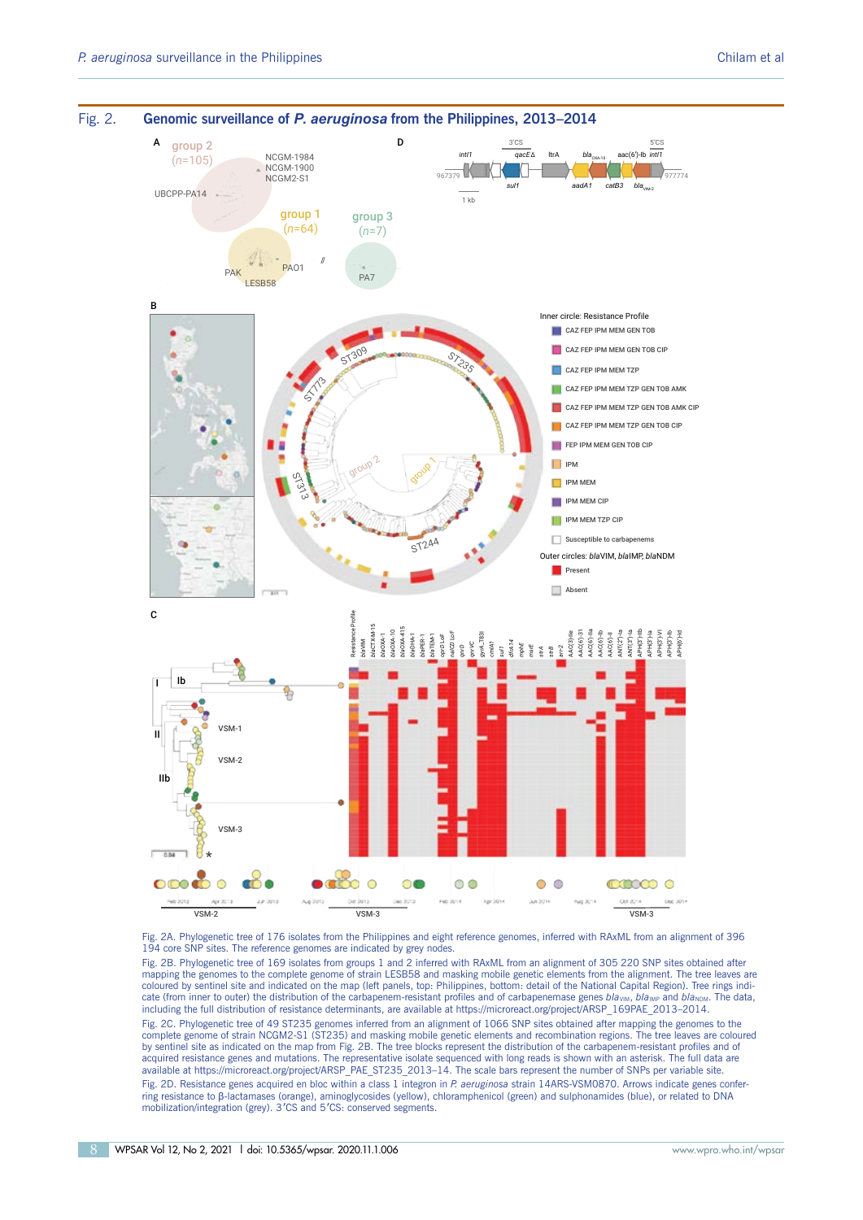Fig. 2. **Genomic surveillance of *P. aeruginosa* from the Philippines, 2013–2014**

Fig. 2A. Phylogenetic tree of 176 isolates from the Philippines and eight reference genomes, inferred with RAxML from an alignment of 396 194 core SNP sites. The reference genomes are indicated by grey nodes.

Fig. 2B. Phylogenetic tree of 169 isolates from groups 1 and 2 inferred with RAxML from an alignment of 305 220 SNP sites obtained after mapping the genomes to the complete genome of strain LESB58 and masking mobile genetic elements from the alignment. The tree leaves are coloured by sentinel site and indicated on the map (left panels, top: Philippines, bottom: detail of the National Capital Region). Tree rings indicate (from inner to outer) the distribution of the carbapenem-resistant profiles and of carbapenemase genes $bla_{VIM}$, $bla_{IMP}$ and $bla_{NDM}$. The data, including the full distribution of resistance determinants, are available at https://microreact.org/project/ARSP_169PAE_2013-2014.

Fig. 2C. Phylogenetic tree of 49 ST235 genomes inferred from an alignment of 1066 SNP sites obtained after mapping the genomes to the complete genome of strain NCGM2-S1 (ST235) and masking mobile genetic elements and recombination regions. The tree leaves are coloured by sentinel site as indicated on the map from Fig. 2B. The tree blocks represent the distribution of the carbapenem-resistant profiles and of acquired resistance genes and mutations. The representative isolate sequenced with long reads is shown with an asterisk. The scale bars represent the number of SNPs per variable site. The full data are available at https://microreact.org/project/ARSP_PAE_ST235_2013–14.

Fig. 2D. Resistance genes acquired en bloc within a class 1 integron in *P. aeruginosa* strain 14ARS-VSM0870. Arrows indicate genes conferring resistance to β-lactamases (orange), aminoglycosides (yellow), chloramphenicol (green) and sulphonamides (blue), or related to DNA mobilization/integration (grey). 3′CS and 5′CS: conserved segments.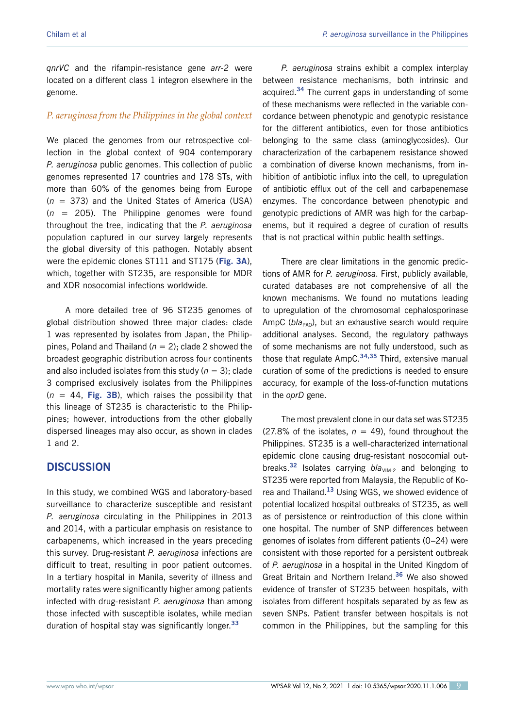*qnrVC* and the rifampin-resistance gene *arr-2* were located on a different class 1 integron elsewhere in the genome.

### *P. aeruginosa from the Philippines in the global context*

We placed the genomes from our retrospective collection in the global context of 904 contemporary *P. aeruginosa* public genomes. This collection of public genomes represented 17 countries and 178 STs, with more than 60% of the genomes being from Europe ($n$ = 373) and the United States of America (USA) ($n$ = 205). The Philippine genomes were found throughout the tree, indicating that the *P. aeruginosa* population captured in our survey largely represents the global diversity of this pathogen. Notably absent were the epidemic clones ST111 and ST175 (**Fig. 3A**), which, together with ST235, are responsible for MDR and XDR nosocomial infections worldwide.

A more detailed tree of 96 ST235 genomes of global distribution showed three major clades: clade 1 was represented by isolates from Japan, the Philippines, Poland and Thailand ($n$ = 2); clade 2 showed the broadest geographic distribution across four continents and also included isolates from this study ($n$ = 3); clade 3 comprised exclusively isolates from the Philippines ($n$ = 44, **Fig. 3B**), which raises the possibility that this lineage of ST235 is characteristic to the Philippines; however, introductions from the other globally dispersed lineages may also occur, as shown in clades 1 and 2.

## DISCUSSION

In this study, we combined WGS and laboratory-based surveillance to characterize susceptible and resistant *P. aeruginosa* circulating in the Philippines in 2013 and 2014, with a particular emphasis on resistance to carbapenems, which increased in the years preceding this survey. Drug-resistant *P. aeruginosa* infections are difficult to treat, resulting in poor patient outcomes. In a tertiary hospital in Manila, severity of illness and mortality rates were significantly higher among patients infected with drug-resistant *P. aeruginosa* than among those infected with susceptible isolates, while median duration of hospital stay was significantly longer.[33]

*P. aeruginosa* strains exhibit a complex interplay between resistance mechanisms, both intrinsic and acquired.[34] The current gaps in understanding of some of these mechanisms were reflected in the variable concordance between phenotypic and genotypic resistance for the different antibiotics, even for those antibiotics belonging to the same class (aminoglycosides). Our characterization of the carbapenem resistance showed a combination of diverse known mechanisms, from inhibition of antibiotic influx into the cell, to upregulation of antibiotic efflux out of the cell and carbapenemase enzymes. The concordance between phenotypic and genotypic predictions of AMR was high for the carbapenems, but it required a degree of curation of results that is not practical within public health settings.

There are clear limitations in the genomic predictions of AMR for *P. aeruginosa*. First, publicly available, curated databases are not comprehensive of all the known mechanisms. We found no mutations leading to upregulation of the chromosomal cephalosporinase AmpC ($bla_{PAO}$), but an exhaustive search would require additional analyses. Second, the regulatory pathways of some mechanisms are not fully understood, such as those that regulate AmpC.[34,35] Third, extensive manual curation of some of the predictions is needed to ensure accuracy, for example of the loss-of-function mutations in the *oprD* gene.

The most prevalent clone in our data set was ST235 (27.8% of the isolates, $n$ = 49), found throughout the Philippines. ST235 is a well-characterized international epidemic clone causing drug-resistant nosocomial outbreaks.[32] Isolates carrying $bla_{VIM-2}$ and belonging to ST235 were reported from Malaysia, the Republic of Korea and Thailand.[13] Using WGS, we showed evidence of potential localized hospital outbreaks of ST235, as well as of persistence or reintroduction of this clone within one hospital. The number of SNP differences between genomes of isolates from different patients (0–24) were consistent with those reported for a persistent outbreak of *P. aeruginosa* in a hospital in the United Kingdom of Great Britain and Northern Ireland.[36] We also showed evidence of transfer of ST235 between hospitals, with isolates from different hospitals separated by as few as seven SNPs. Patient transfer between hospitals is not common in the Philippines, but the sampling for this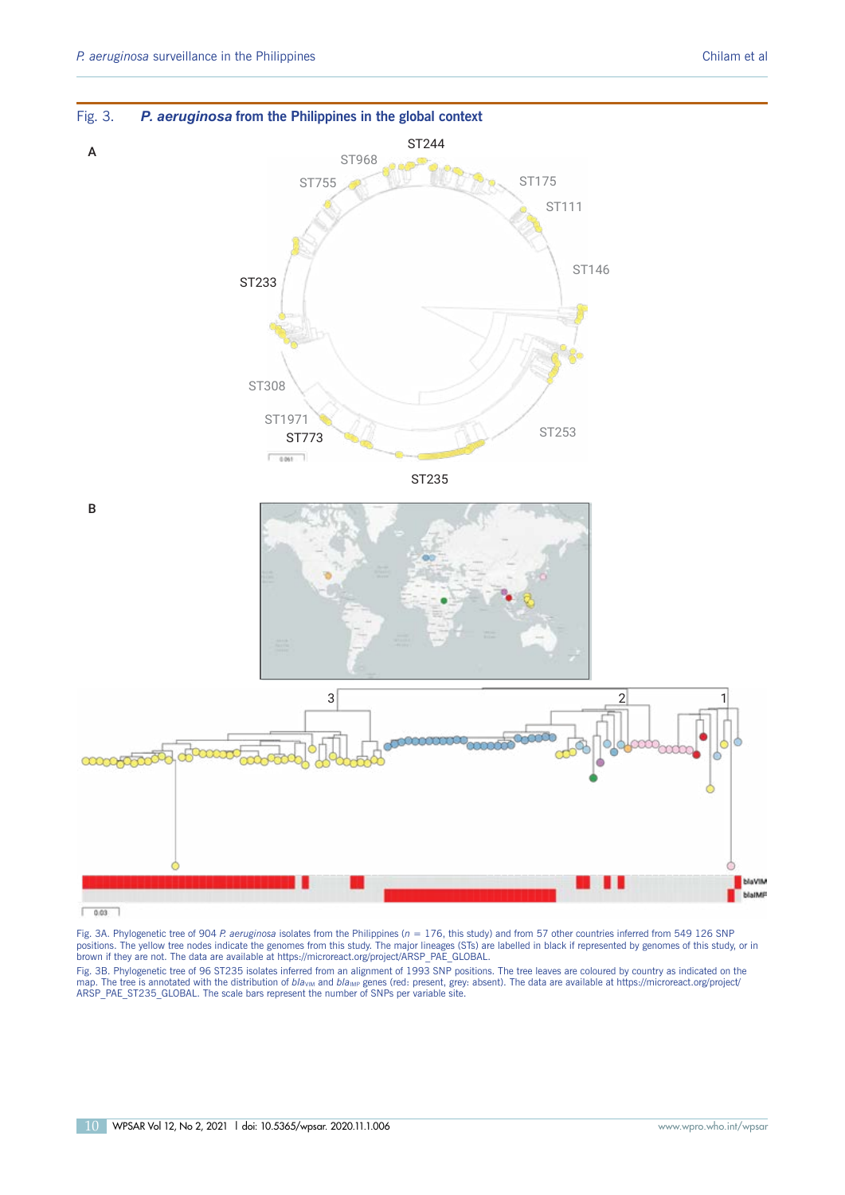Fig. 3. ***P. aeruginosa*** **from the Philippines in the global context**

Fig. 3A. Phylogenetic tree of 904 *P. aeruginosa* isolates from the Philippines (*n* = 176, this study) and from 57 other countries inferred from 549 126 SNP positions. The yellow tree nodes indicate the genomes from this study. The major lineages (STs) are labelled in black if represented by genomes of this study, or in brown if they are not. The data are available at https://microreact.org/project/ARSP_PAE_GLOBAL.

Fig. 3B. Phylogenetic tree of 96 ST235 isolates inferred from an alignment of 1993 SNP positions. The tree leaves are coloured by country as indicated on the map. The tree is annotated with the distribution of $bla_{VIM}$ and $bla_{IMP}$ genes (red: present, grey: absent). The data are available at https://microreact.org/project/ARSP_PAE_ST235_GLOBAL. The scale bars represent the number of SNPs per variable site.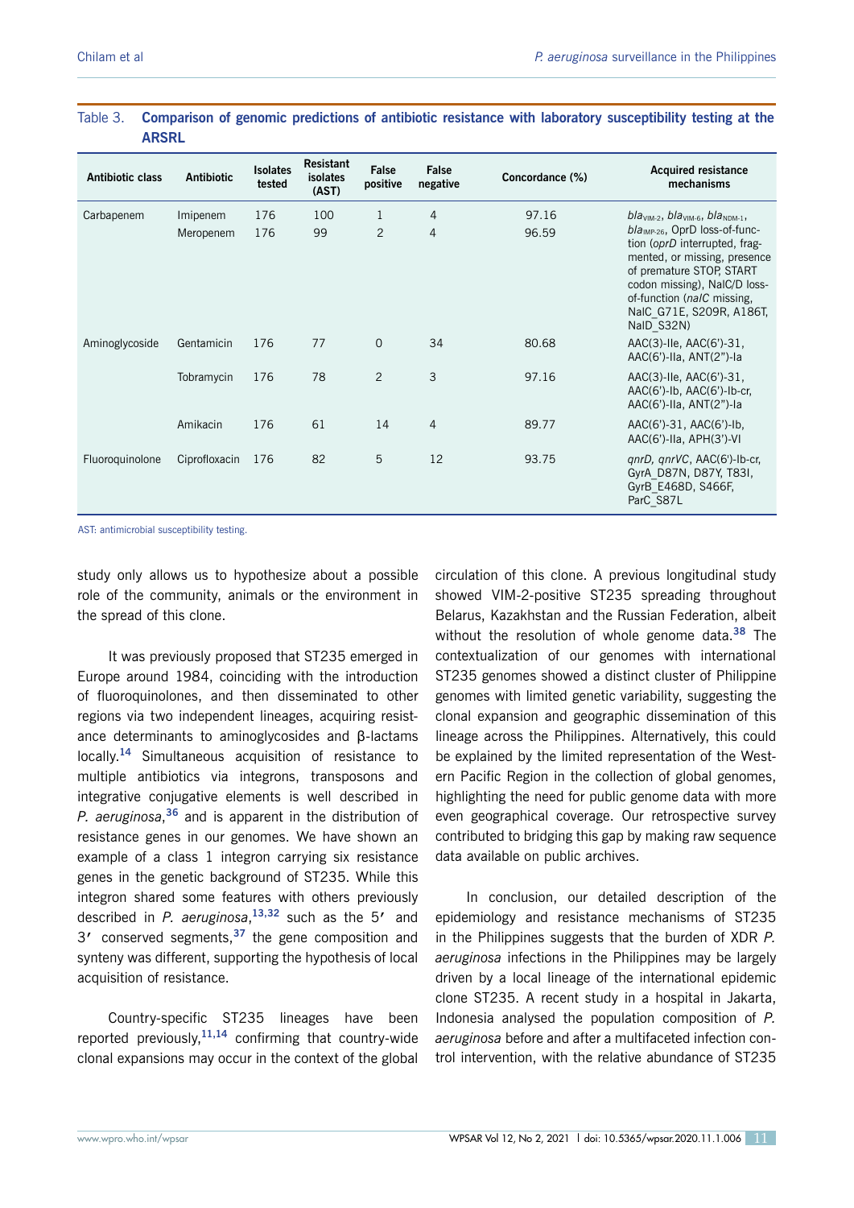Table 3. **Comparison of genomic predictions of antibiotic resistance with laboratory susceptibility testing at the ARSRL**

| Antibiotic class | Antibiotic | Isolates tested | Resistant isolates (AST) | False positive | False negative | Concordance (%) | Acquired resistance mechanisms |
|---|---|---|---|---|---|---|---|
| Carbapenem | Imipenem | 176 | 100 | 1 | 4 | 97.16 | *bla*$_{VIM-2}$, *bla*$_{VIM-6}$, *bla*$_{NDM-1}$, *bla*$_{IMP-26}$, OprD loss-of-function (*oprD* interrupted, fragmented, or missing, presence of premature STOP, START codon missing), NalC/D loss-of-function (*nalC* missing, NalC_G71E, S209R, A186T, NalD_S32N) |
| | Meropenem | 176 | 99 | 2 | 4 | 96.59 | |
| Aminoglycoside | Gentamicin | 176 | 77 | 0 | 34 | 80.68 | AAC(3)-IIe, AAC(6')-31, AAC(6')-IIa, ANT(2")-Ia |
| | Tobramycin | 176 | 78 | 2 | 3 | 97.16 | AAC(3)-IIe, AAC(6')-31, AAC(6')-Ib, AAC(6')-Ib-cr, AAC(6')-IIa, ANT(2")-Ia |
| | Amikacin | 176 | 61 | 14 | 4 | 89.77 | AAC(6')-31, AAC(6')-Ib, AAC(6')-IIa, APH(3')-VI |
| Fluoroquinolone | Ciprofloxacin | 176 | 82 | 5 | 12 | 93.75 | *qnrD*, *qnrVC*, AAC(6')-Ib-cr, GyrA_D87N, D87Y, T83I, GyrB_E468D, S466F, ParC_S87L |

AST: antimicrobial susceptibility testing.

study only allows us to hypothesize about a possible role of the community, animals or the environment in the spread of this clone.

It was previously proposed that ST235 emerged in Europe around 1984, coinciding with the introduction of fluoroquinolones, and then disseminated to other regions via two independent lineages, acquiring resistance determinants to aminoglycosides and β-lactams locally.[14] Simultaneous acquisition of resistance to multiple antibiotics via integrons, transposons and integrative conjugative elements is well described in *P. aeruginosa*,[36] and is apparent in the distribution of resistance genes in our genomes. We have shown an example of a class 1 integron carrying six resistance genes in the genetic background of ST235. While this integron shared some features with others previously described in *P. aeruginosa*,[13,32] such as the 5′ and 3′ conserved segments,[37] the gene composition and synteny was different, supporting the hypothesis of local acquisition of resistance.

Country-specific ST235 lineages have been reported previously,[11,14] confirming that country-wide clonal expansions may occur in the context of the global circulation of this clone. A previous longitudinal study showed VIM-2-positive ST235 spreading throughout Belarus, Kazakhstan and the Russian Federation, albeit without the resolution of whole genome data.[38] The contextualization of our genomes with international ST235 genomes showed a distinct cluster of Philippine genomes with limited genetic variability, suggesting the clonal expansion and geographic dissemination of this lineage across the Philippines. Alternatively, this could be explained by the limited representation of the Western Pacific Region in the collection of global genomes, highlighting the need for public genome data with more even geographical coverage. Our retrospective survey contributed to bridging this gap by making raw sequence data available on public archives.

In conclusion, our detailed description of the epidemiology and resistance mechanisms of ST235 in the Philippines suggests that the burden of XDR *P. aeruginosa* infections in the Philippines may be largely driven by a local lineage of the international epidemic clone ST235. A recent study in a hospital in Jakarta, Indonesia analysed the population composition of *P. aeruginosa* before and after a multifaceted infection control intervention, with the relative abundance of ST235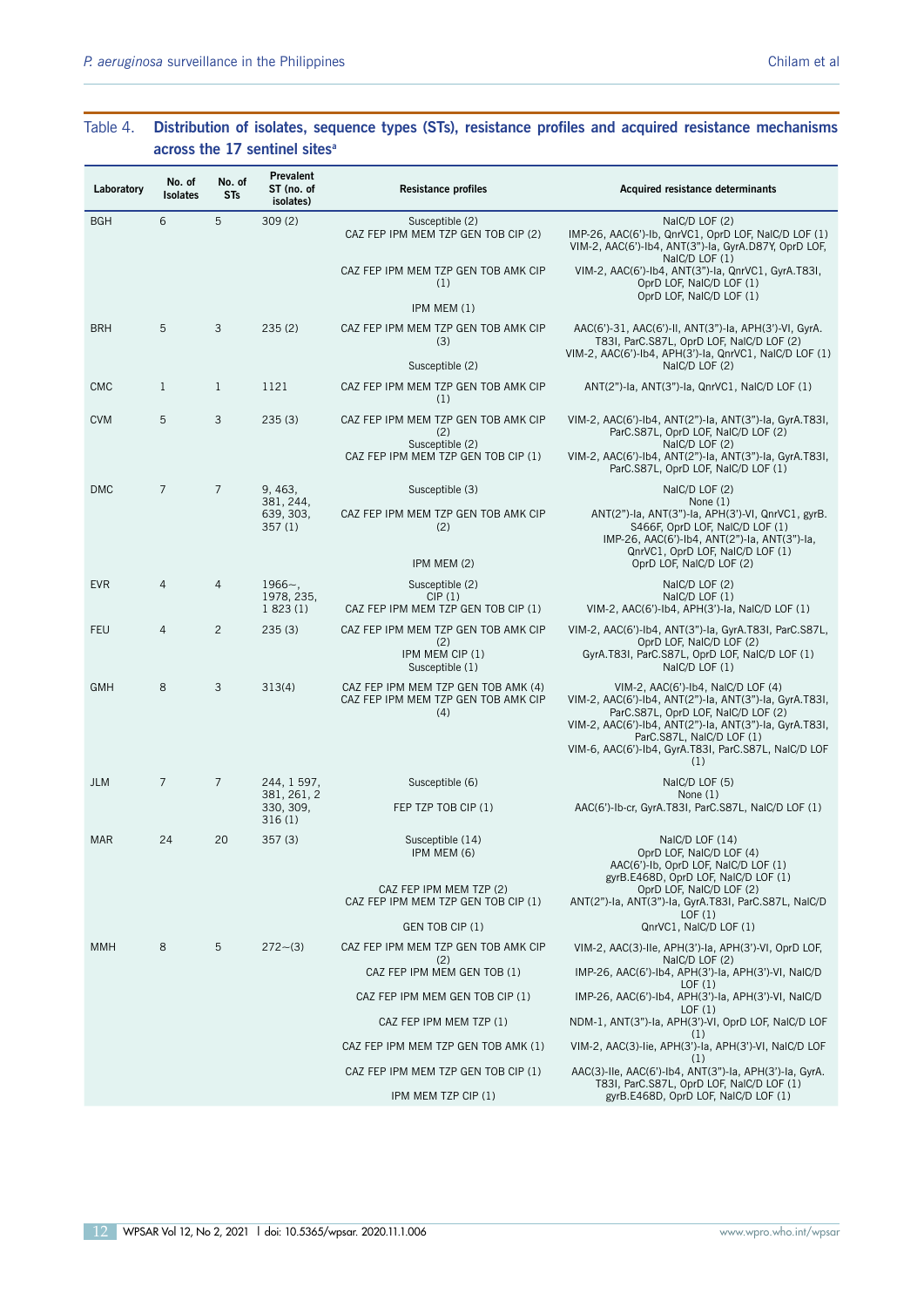Table 4. **Distribution of isolates, sequence types (STs), resistance profiles and acquired resistance mechanisms across the 17 sentinel sites[a]**

| Laboratory | No. of Isolates | No. of STs | Prevalent ST (no. of isolates) | Resistance profiles | Acquired resistance determinants |
|---|---|---|---|---|---|
| BGH | 6 | 5 | 309 (2) | Susceptible (2) | NalC/D LOF (2) |
| | | | | CAZ FEP IPM MEM TZP GEN TOB CIP (2) | IMP-26, AAC(6')-Ib, QnrVC1, OprD LOF, NalC/D LOF (1)<br>VIM-2, AAC(6')-Ib4, ANT(3")-Ia, GyrA.D87Y, OprD LOF, NalC/D LOF (1) |
| | | | | CAZ FEP IPM MEM TZP GEN TOB AMK CIP (1) | VIM-2, AAC(6')-Ib4, ANT(3")-Ia, QnrVC1, GyrA.T83I, OprD LOF, NalC/D LOF (1) |
| | | | | IPM MEM (1) | OprD LOF, NalC/D LOF (1) |
| BRH | 5 | 3 | 235 (2) | CAZ FEP IPM MEM TZP GEN TOB AMK CIP (3) | AAC(6')-31, AAC(6')-II, ANT(3")-Ia, APH(3')-VI, GyrA.T83I, ParC.S87L, OprD LOF, NalC/D LOF (2)<br>VIM-2, AAC(6')-Ib4, APH(3')-Ia, QnrVC1, NalC/D LOF (1) |
| | | | | Susceptible (2) | NalC/D LOF (2) |
| CMC | 1 | 1 | 1121 | CAZ FEP IPM MEM TZP GEN TOB AMK CIP (1) | ANT(2")-Ia, ANT(3")-Ia, QnrVC1, NalC/D LOF (1) |
| CVM | 5 | 3 | 235 (3) | CAZ FEP IPM MEM TZP GEN TOB AMK CIP (2) | VIM-2, AAC(6')-Ib4, ANT(2")-Ia, ANT(3")-Ia, GyrA.T83I, ParC.S87L, OprD LOF, NalC/D LOF (2) |
| | | | | Susceptible (2) | NalC/D LOF (2) |
| | | | | CAZ FEP IPM MEM TZP GEN TOB CIP (1) | VIM-2, AAC(6')-Ib4, ANT(2")-Ia, ANT(3")-Ia, GyrA.T83I, ParC.S87L, OprD LOF, NalC/D LOF (1) |
| DMC | 7 | 7 | 9, 463, 381, 244, 639, 303, 357 (1) | Susceptible (3) | NalC/D LOF (2)<br>None (1) |
| | | | | CAZ FEP IPM MEM TZP GEN TOB AMK CIP (2) | ANT(2")-Ia, ANT(3")-Ia, APH(3')-VI, QnrVC1, gyrB.S466F, OprD LOF, NalC/D LOF (1)<br>IMP-26, AAC(6')-Ib4, ANT(2")-Ia, ANT(3")-Ia, QnrVC1, OprD LOF, NalC/D LOF (1) |
| | | | | IPM MEM (2) | OprD LOF, NalC/D LOF (2) |
| EVR | 4 | 4 | 1966~, 1978, 235, 1 823 (1) | Susceptible (2) | NalC/D LOF (2) |
| | | | | CIP (1) | NalC/D LOF (1) |
| | | | | CAZ FEP IPM MEM TZP GEN TOB CIP (1) | VIM-2, AAC(6')-Ib4, APH(3')-Ia, NalC/D LOF (1) |
| FEU | 4 | 2 | 235 (3) | CAZ FEP IPM MEM TZP GEN TOB AMK CIP (2) | VIM-2, AAC(6')-Ib4, ANT(3")-Ia, GyrA.T83I, ParC.S87L, OprD LOF, NalC/D LOF (2) |
| | | | | IPM MEM CIP (1) | GyrA.T83I, ParC.S87L, OprD LOF, NalC/D LOF (1) |
| | | | | Susceptible (1) | NalC/D LOF (1) |
| GMH | 8 | 3 | 313(4) | CAZ FEP IPM MEM TZP GEN TOB AMK (4) | VIM-2, AAC(6')-Ib4, NalC/D LOF (4) |
| | | | | CAZ FEP IPM MEM TZP GEN TOB AMK CIP (4) | VIM-2, AAC(6')-Ib4, ANT(2")-Ia, ANT(3")-Ia, GyrA.T83I, ParC.S87L, OprD LOF, NalC/D LOF (2)<br>VIM-2, AAC(6')-Ib4, ANT(2")-Ia, ANT(3")-Ia, GyrA.T83I, ParC.S87L, NalC/D LOF (1)<br>VIM-6, AAC(6')-Ib4, GyrA.T83I, ParC.S87L, NalC/D LOF (1) |
| JLM | 7 | 7 | 244, 1 597, 381, 261, 2 330, 309, 316 (1) | Susceptible (6) | NalC/D LOF (5)<br>None (1) |
| | | | | FEP TZP TOB CIP (1) | AAC(6')-Ib-cr, GyrA.T83I, ParC.S87L, NalC/D LOF (1) |
| MAR | 24 | 20 | 357 (3) | Susceptible (14) | NalC/D LOF (14) |
| | | | | IPM MEM (6) | OprD LOF, NalC/D LOF (4)<br>AAC(6')-Ib, OprD LOF, NalC/D LOF (1)<br>gyrB.E468D, OprD LOF, NalC/D LOF (1) |
| | | | | CAZ FEP IPM MEM TZP (2) | OprD LOF, NalC/D LOF (2) |
| | | | | CAZ FEP IPM MEM TZP GEN TOB CIP (1) | ANT(2")-Ia, ANT(3")-Ia, GyrA.T83I, ParC.S87L, NalC/D LOF (1) |
| | | | | GEN TOB CIP (1) | QnrVC1, NalC/D LOF (1) |
| MMH | 8 | 5 | 272~(3) | CAZ FEP IPM MEM TZP GEN TOB AMK CIP (2) | VIM-2, AAC(3)-IIe, APH(3')-Ia, APH(3')-VI, OprD LOF, NalC/D LOF (2) |
| | | | | CAZ FEP IPM MEM GEN TOB (1) | IMP-26, AAC(6')-Ib4, APH(3')-Ia, APH(3')-VI, NalC/D LOF (1) |
| | | | | CAZ FEP IPM MEM GEN TOB CIP (1) | IMP-26, AAC(6')-Ib4, APH(3')-Ia, APH(3')-VI, NalC/D LOF (1) |
| | | | | CAZ FEP IPM MEM TZP (1) | NDM-1, ANT(3")-Ia, APH(3')-VI, OprD LOF, NalC/D LOF (1) |
| | | | | CAZ FEP IPM MEM TZP GEN TOB AMK (1) | VIM-2, AAC(3)-Iie, APH(3')-Ia, APH(3')-VI, NalC/D LOF (1) |
| | | | | CAZ FEP IPM MEM TZP GEN TOB CIP (1) | AAC(3)-IIe, AAC(6')-Ib4, ANT(3")-Ia, APH(3')-Ia, GyrA.T83I, ParC.S87L, OprD LOF, NalC/D LOF (1) |
| | | | | IPM MEM TZP CIP (1) | gyrB.E468D, OprD LOF, NalC/D LOF (1) |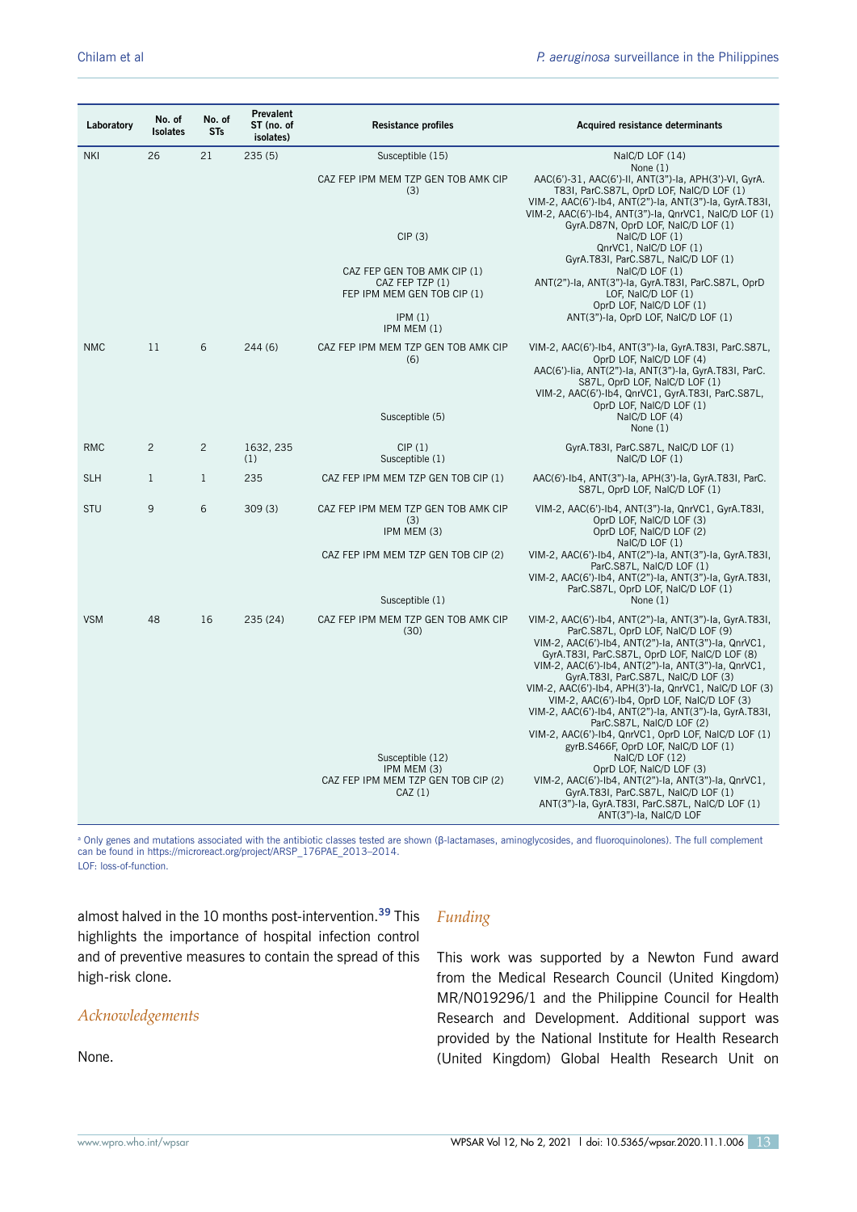| Laboratory | No. of Isolates | No. of STs | Prevalent ST (no. of isolates) | Resistance profiles | Acquired resistance determinants |
|---|---|---|---|---|---|
| NKI | 26 | 21 | 235 (5) | Susceptible (15) | NalC/D LOF (14)<br>None (1) |
| | | | | CAZ FEP IPM MEM TZP GEN TOB AMK CIP (3) | AAC(6')-31, AAC(6')-II, ANT(3")-Ia, APH(3')-VI, GyrA.T83I, ParC.S87L, OprD LOF, NalC/D LOF (1)<br>VIM-2, AAC(6')-Ib4, ANT(2")-Ia, ANT(3")-Ia, GyrA.T83I, VIM-2, AAC(6')-Ib4, ANT(3")-Ia, QnrVC1, NalC/D LOF (1)<br>GyrA.D87N, OprD LOF, NalC/D LOF (1) |
| | | | | CIP (3) | NalC/D LOF (1)<br>QnrVC1, NalC/D LOF (1)<br>GyrA.T83I, ParC.S87L, NalC/D LOF (1) |
| | | | | CAZ FEP GEN TOB AMK CIP (1) | NalC/D LOF (1) |
| | | | | CAZ FEP TZP (1) | ANT(2")-Ia, ANT(3")-Ia, GyrA.T83I, ParC.S87L, OprD LOF, NalC/D LOF (1) |
| | | | | FEP IPM MEM GEN TOB CIP (1) | OprD LOF, NalC/D LOF (1) |
| | | | | IPM (1) | ANT(3")-Ia, OprD LOF, NalC/D LOF (1) |
| | | | | IPM MEM (1) | |
| NMC | 11 | 6 | 244 (6) | CAZ FEP IPM MEM TZP GEN TOB AMK CIP (6) | VIM-2, AAC(6')-Ib4, ANT(3")-Ia, GyrA.T83I, ParC.S87L, OprD LOF, NalC/D LOF (4)<br>AAC(6')-IIa, ANT(2")-Ia, ANT(3")-Ia, GyrA.T83I, ParC.S87L, OprD LOF, NalC/D LOF (1)<br>VIM-2, AAC(6')-Ib4, QnrVC1, GyrA.T83I, ParC.S87L, OprD LOF, NalC/D LOF (1) |
| | | | | Susceptible (5) | NalC/D LOF (4)<br>None (1) |
| RMC | 2 | 2 | 1632, 235 (1) | CIP (1) | GyrA.T83I, ParC.S87L, NalC/D LOF (1) |
| | | | | Susceptible (1) | NalC/D LOF (1) |
| SLH | 1 | 1 | 235 | CAZ FEP IPM MEM TZP GEN TOB CIP (1) | AAC(6')-Ib4, ANT(3")-Ia, APH(3')-Ia, GyrA.T83I, ParC.S87L, OprD LOF, NalC/D LOF (1) |
| STU | 9 | 6 | 309 (3) | CAZ FEP IPM MEM TZP GEN TOB AMK CIP (3) | VIM-2, AAC(6')-Ib4, ANT(3")-Ia, QnrVC1, GyrA.T83I, OprD LOF, NalC/D LOF (3) |
| | | | | IPM MEM (3) | OprD LOF, NalC/D LOF (2)<br>NalC/D LOF (1) |
| | | | | CAZ FEP IPM MEM TZP GEN TOB CIP (2) | VIM-2, AAC(6')-Ib4, ANT(2")-Ia, ANT(3")-Ia, GyrA.T83I, ParC.S87L, NalC/D LOF (1)<br>VIM-2, AAC(6')-Ib4, ANT(2")-Ia, ANT(3")-Ia, GyrA.T83I, ParC.S87L, OprD LOF, NalC/D LOF (1) |
| | | | | Susceptible (1) | None (1) |
| VSM | 48 | 16 | 235 (24) | CAZ FEP IPM MEM TZP GEN TOB AMK CIP (30) | VIM-2, AAC(6')-Ib4, ANT(2")-Ia, ANT(3")-Ia, GyrA.T83I, ParC.S87L, OprD LOF, NalC/D LOF (9)<br>VIM-2, AAC(6')-Ib4, ANT(2")-Ia, ANT(3")-Ia, QnrVC1, GyrA.T83I, ParC.S87L, OprD LOF, NalC/D LOF (8)<br>VIM-2, AAC(6')-Ib4, ANT(2")-Ia, ANT(3")-Ia, QnrVC1, GyrA.T83I, ParC.S87L, NalC/D LOF (3)<br>VIM-2, AAC(6')-Ib4, APH(3')-Ia, QnrVC1, NalC/D LOF (3)<br>VIM-2, AAC(6')-Ib4, OprD LOF, NalC/D LOF (3)<br>VIM-2, AAC(6')-Ib4, ANT(2")-Ia, ANT(3")-Ia, GyrA.T83I, ParC.S87L, NalC/D LOF (2)<br>VIM-2, AAC(6')-Ib4, QnrVC1, OprD LOF, NalC/D LOF (1)<br>gyrB.S466F, OprD LOF, NalC/D LOF (1) |
| | | | | Susceptible (12) | NalC/D LOF (12) |
| | | | | IPM MEM (3) | OprD LOF, NalC/D LOF (3) |
| | | | | CAZ FEP IPM MEM TZP GEN TOB CIP (2) | VIM-2, AAC(6')-Ib4, ANT(2")-Ia, ANT(3")-Ia, QnrVC1, GyrA.T83I, ParC.S87L, NalC/D LOF (1)<br>ANT(3")-Ia, GyrA.T83I, ParC.S87L, NalC/D LOF (1) |
| | | | | CAZ (1) | ANT(3")-Ia, NalC/D LOF |

[a] Only genes and mutations associated with the antibiotic classes tested are shown (β-lactamases, aminoglycosides, and fluoroquinolones). The full complement can be found in https://microreact.org/project/ARSP_176PAE_2013–2014.
LOF: loss-of-function.

almost halved in the 10 months post-intervention.[39] This highlights the importance of hospital infection control and of preventive measures to contain the spread of this high-risk clone.

## Acknowledgements

None.

## Funding

This work was supported by a Newton Fund award from the Medical Research Council (United Kingdom) MR/N019296/1 and the Philippine Council for Health Research and Development. Additional support was provided by the National Institute for Health Research (United Kingdom) Global Health Research Unit on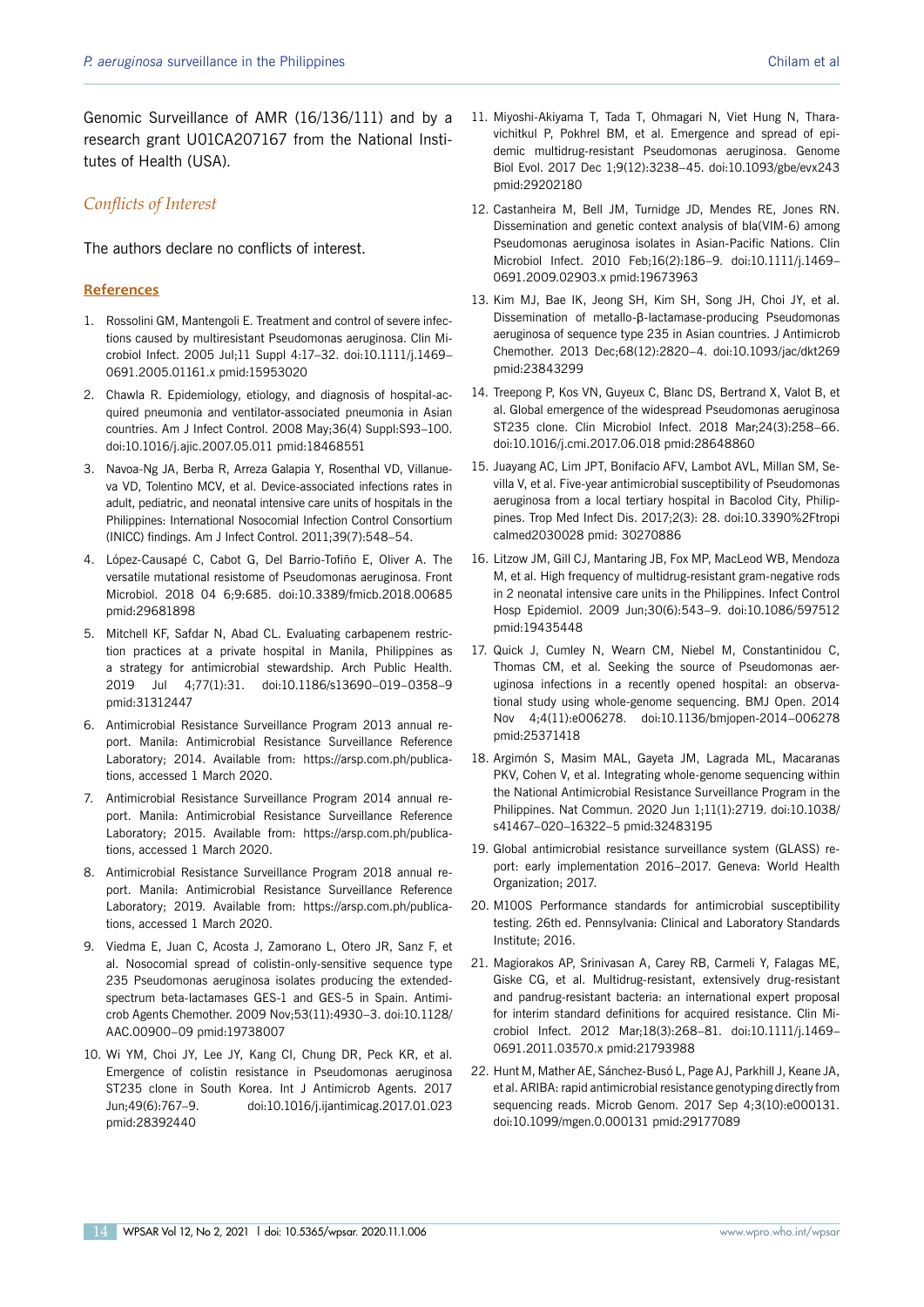Genomic Surveillance of AMR (16/136/111) and by a research grant U01CA207167 from the National Institutes of Health (USA).

## Conflicts of Interest

The authors declare no conflicts of interest.

## References

1. Rossolini GM, Mantengoli E. Treatment and control of severe infections caused by multiresistant Pseudomonas aeruginosa. Clin Microbiol Infect. 2005 Jul;11 Suppl 4:17–32. doi:10.1111/j.1469–0691.2005.01161.x pmid:15953020
2. Chawla R. Epidemiology, etiology, and diagnosis of hospital-acquired pneumonia and ventilator-associated pneumonia in Asian countries. Am J Infect Control. 2008 May;36(4) Suppl:S93–100. doi:10.1016/j.ajic.2007.05.011 pmid:18468551
3. Navoa-Ng JA, Berba R, Arreza Galapia Y, Rosenthal VD, Villanueva VD, Tolentino MCV, et al. Device-associated infections rates in adult, pediatric, and neonatal intensive care units of hospitals in the Philippines: International Nosocomial Infection Control Consortium (INICC) findings. Am J Infect Control. 2011;39(7):548–54.
4. López-Causapé C, Cabot G, Del Barrio-Tofiño E, Oliver A. The versatile mutational resistome of Pseudomonas aeruginosa. Front Microbiol. 2018 04 6;9:685. doi:10.3389/fmicb.2018.00685 pmid:29681898
5. Mitchell KF, Safdar N, Abad CL. Evaluating carbapenem restriction practices at a private hospital in Manila, Philippines as a strategy for antimicrobial stewardship. Arch Public Health. 2019 Jul 4;77(1):31. doi:10.1186/s13690–019–0358–9 pmid:31312447
6. Antimicrobial Resistance Surveillance Program 2013 annual report. Manila: Antimicrobial Resistance Surveillance Reference Laboratory; 2014. Available from: https://arsp.com.ph/publications, accessed 1 March 2020.
7. Antimicrobial Resistance Surveillance Program 2014 annual report. Manila: Antimicrobial Resistance Surveillance Reference Laboratory; 2015. Available from: https://arsp.com.ph/publications, accessed 1 March 2020.
8. Antimicrobial Resistance Surveillance Program 2018 annual report. Manila: Antimicrobial Resistance Surveillance Reference Laboratory; 2019. Available from: https://arsp.com.ph/publications, accessed 1 March 2020.
9. Viedma E, Juan C, Acosta J, Zamorano L, Otero JR, Sanz F, et al. Nosocomial spread of colistin-only-sensitive sequence type 235 Pseudomonas aeruginosa isolates producing the extended-spectrum beta-lactamases GES-1 and GES-5 in Spain. Antimicrob Agents Chemother. 2009 Nov;53(11):4930–3. doi:10.1128/AAC.00900–09 pmid:19738007
10. Wi YM, Choi JY, Lee JY, Kang CI, Chung DR, Peck KR, et al. Emergence of colistin resistance in Pseudomonas aeruginosa ST235 clone in South Korea. Int J Antimicrob Agents. 2017 Jun;49(6):767–9. doi:10.1016/j.ijantimicag.2017.01.023 pmid:28392440
11. Miyoshi-Akiyama T, Tada T, Ohmagari N, Viet Hung N, Tharavichitkul P, Pokhrel BM, et al. Emergence and spread of epidemic multidrug-resistant Pseudomonas aeruginosa. Genome Biol Evol. 2017 Dec 1;9(12):3238–45. doi:10.1093/gbe/evx243 pmid:29202180
12. Castanheira M, Bell JM, Turnidge JD, Mendes RE, Jones RN. Dissemination and genetic context analysis of bla(VIM-6) among Pseudomonas aeruginosa isolates in Asian-Pacific Nations. Clin Microbiol Infect. 2010 Feb;16(2):186–9. doi:10.1111/j.1469–0691.2009.02903.x pmid:19673963
13. Kim MJ, Bae IK, Jeong SH, Kim SH, Song JH, Choi JY, et al. Dissemination of metallo-β-lactamase-producing Pseudomonas aeruginosa of sequence type 235 in Asian countries. J Antimicrob Chemother. 2013 Dec;68(12):2820–4. doi:10.1093/jac/dkt269 pmid:23843299
14. Treepong P, Kos VN, Guyeux C, Blanc DS, Bertrand X, Valot B, et al. Global emergence of the widespread Pseudomonas aeruginosa ST235 clone. Clin Microbiol Infect. 2018 Mar;24(3):258–66. doi:10.1016/j.cmi.2017.06.018 pmid:28648860
15. Juayang AC, Lim JPT, Bonifacio AFV, Lambot AVL, Millan SM, Sevilla V, et al. Five-year antimicrobial susceptibility of Pseudomonas aeruginosa from a local tertiary hospital in Bacolod City, Philippines. Trop Med Infect Dis. 2017;2(3): 28. doi:10.3390%2Ftropicalmed2030028 pmid: 30270886
16. Litzow JM, Gill CJ, Mantaring JB, Fox MP, MacLeod WB, Mendoza M, et al. High frequency of multidrug-resistant gram-negative rods in 2 neonatal intensive care units in the Philippines. Infect Control Hosp Epidemiol. 2009 Jun;30(6):543–9. doi:10.1086/597512 pmid:19435448
17. Quick J, Cumley N, Wearn CM, Niebel M, Constantinidou C, Thomas CM, et al. Seeking the source of Pseudomonas aeruginosa infections in a recently opened hospital: an observational study using whole-genome sequencing. BMJ Open. 2014 Nov 4;4(11):e006278. doi:10.1136/bmjopen-2014–006278 pmid:25371418
18. Argimón S, Masim MAL, Gayeta JM, Lagrada ML, Macaranas PKV, Cohen V, et al. Integrating whole-genome sequencing within the National Antimicrobial Resistance Surveillance Program in the Philippines. Nat Commun. 2020 Jun 1;11(1):2719. doi:10.1038/s41467–020–16322–5 pmid:32483195
19. Global antimicrobial resistance surveillance system (GLASS) report: early implementation 2016–2017. Geneva: World Health Organization; 2017.
20. M100S Performance standards for antimicrobial susceptibility testing. 26th ed. Pennsylvania: Clinical and Laboratory Standards Institute; 2016.
21. Magiorakos AP, Srinivasan A, Carey RB, Carmeli Y, Falagas ME, Giske CG, et al. Multidrug-resistant, extensively drug-resistant and pandrug-resistant bacteria: an international expert proposal for interim standard definitions for acquired resistance. Clin Microbiol Infect. 2012 Mar;18(3):268–81. doi:10.1111/j.1469–0691.2011.03570.x pmid:21793988
22. Hunt M, Mather AE, Sánchez-Busó L, Page AJ, Parkhill J, Keane JA, et al. ARIBA: rapid antimicrobial resistance genotyping directly from sequencing reads. Microb Genom. 2017 Sep 4;3(10):e000131. doi:10.1099/mgen.0.000131 pmid:29177089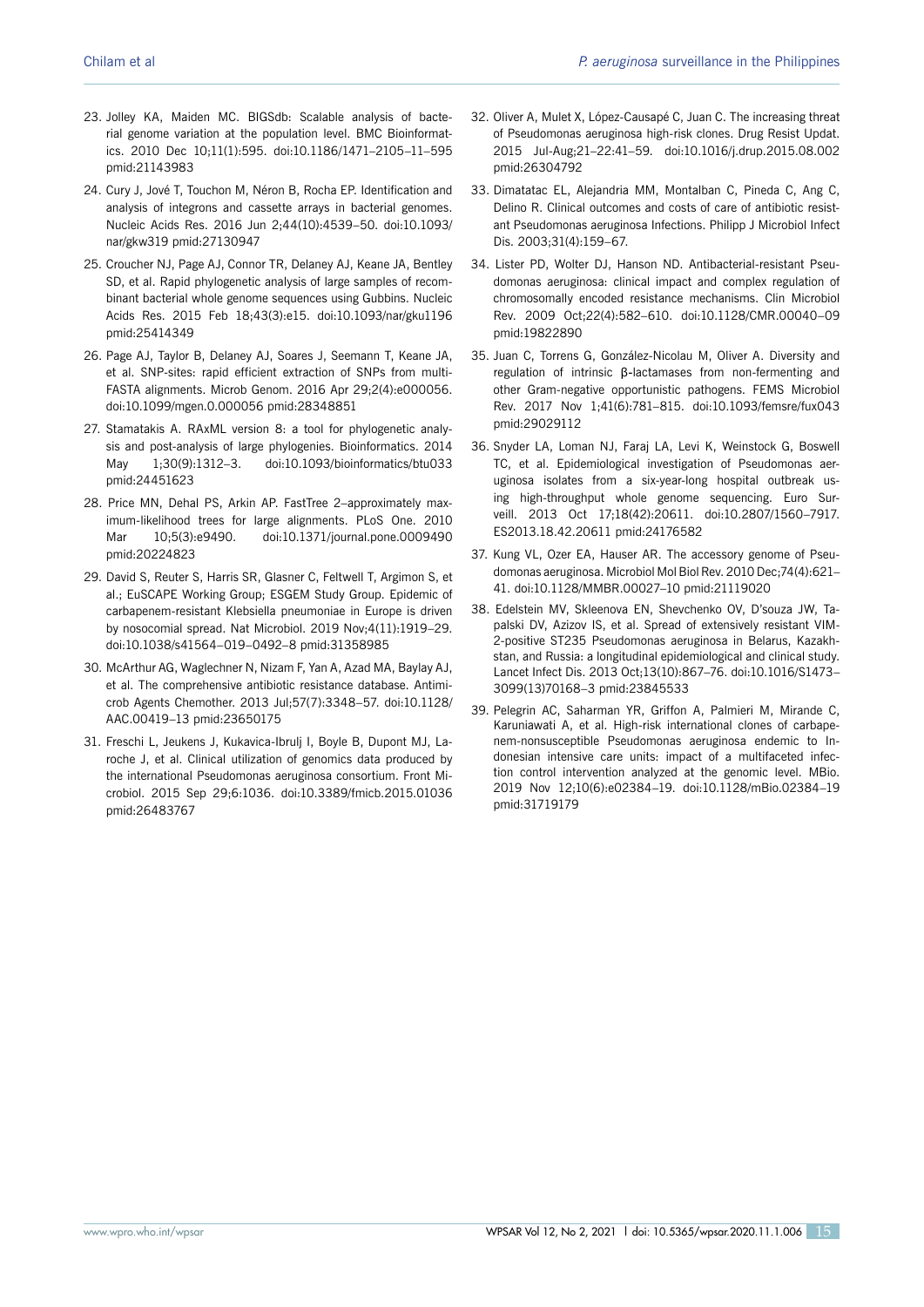23. Jolley KA, Maiden MC. BIGSdb: Scalable analysis of bacterial genome variation at the population level. BMC Bioinformatics. 2010 Dec 10;11(1):595. doi:10.1186/1471–2105–11–595 pmid:21143983

24. Cury J, Jové T, Touchon M, Néron B, Rocha EP. Identification and analysis of integrons and cassette arrays in bacterial genomes. Nucleic Acids Res. 2016 Jun 2;44(10):4539–50. doi:10.1093/nar/gkw319 pmid:27130947

25. Croucher NJ, Page AJ, Connor TR, Delaney AJ, Keane JA, Bentley SD, et al. Rapid phylogenetic analysis of large samples of recombinant bacterial whole genome sequences using Gubbins. Nucleic Acids Res. 2015 Feb 18;43(3):e15. doi:10.1093/nar/gku1196 pmid:25414349

26. Page AJ, Taylor B, Delaney AJ, Soares J, Seemann T, Keane JA, et al. SNP-sites: rapid efficient extraction of SNPs from multi-FASTA alignments. Microb Genom. 2016 Apr 29;2(4):e000056. doi:10.1099/mgen.0.000056 pmid:28348851

27. Stamatakis A. RAxML version 8: a tool for phylogenetic analysis and post-analysis of large phylogenies. Bioinformatics. 2014 May 1;30(9):1312–3. doi:10.1093/bioinformatics/btu033 pmid:24451623

28. Price MN, Dehal PS, Arkin AP. FastTree 2–approximately maximum-likelihood trees for large alignments. PLoS One. 2010 Mar 10;5(3):e9490. doi:10.1371/journal.pone.0009490 pmid:20224823

29. David S, Reuter S, Harris SR, Glasner C, Feltwell T, Argimon S, et al.; EuSCAPE Working Group; ESGEM Study Group. Epidemic of carbapenem-resistant Klebsiella pneumoniae in Europe is driven by nosocomial spread. Nat Microbiol. 2019 Nov;4(11):1919–29. doi:10.1038/s41564–019–0492–8 pmid:31358985

30. McArthur AG, Waglechner N, Nizam F, Yan A, Azad MA, Baylay AJ, et al. The comprehensive antibiotic resistance database. Antimicrob Agents Chemother. 2013 Jul;57(7):3348–57. doi:10.1128/AAC.00419–13 pmid:23650175

31. Freschi L, Jeukens J, Kukavica-Ibrulj I, Boyle B, Dupont MJ, Laroche J, et al. Clinical utilization of genomics data produced by the international Pseudomonas aeruginosa consortium. Front Microbiol. 2015 Sep 29;6:1036. doi:10.3389/fmicb.2015.01036 pmid:26483767

32. Oliver A, Mulet X, López-Causapé C, Juan C. The increasing threat of Pseudomonas aeruginosa high-risk clones. Drug Resist Updat. 2015 Jul-Aug;21–22:41–59. doi:10.1016/j.drup.2015.08.002 pmid:26304792

33. Dimatatac EL, Alejandria MM, Montalban C, Pineda C, Ang C, Delino R. Clinical outcomes and costs of care of antibiotic resistant Pseudomonas aeruginosa Infections. Philipp J Microbiol Infect Dis. 2003;31(4):159–67.

34. Lister PD, Wolter DJ, Hanson ND. Antibacterial-resistant Pseudomonas aeruginosa: clinical impact and complex regulation of chromosomally encoded resistance mechanisms. Clin Microbiol Rev. 2009 Oct;22(4):582–610. doi:10.1128/CMR.00040–09 pmid:19822890

35. Juan C, Torrens G, González-Nicolau M, Oliver A. Diversity and regulation of intrinsic β-lactamases from non-fermenting and other Gram-negative opportunistic pathogens. FEMS Microbiol Rev. 2017 Nov 1;41(6):781–815. doi:10.1093/femsre/fux043 pmid:29029112

36. Snyder LA, Loman NJ, Faraj LA, Levi K, Weinstock G, Boswell TC, et al. Epidemiological investigation of Pseudomonas aeruginosa isolates from a six-year-long hospital outbreak using high-throughput whole genome sequencing. Euro Surveill. 2013 Oct 17;18(42):20611. doi:10.2807/1560–7917.ES2013.18.42.20611 pmid:24176582

37. Kung VL, Ozer EA, Hauser AR. The accessory genome of Pseudomonas aeruginosa. Microbiol Mol Biol Rev. 2010 Dec;74(4):621–41. doi:10.1128/MMBR.00027–10 pmid:21119020

38. Edelstein MV, Skleenova EN, Shevchenko OV, D'souza JW, Tapalski DV, Azizov IS, et al. Spread of extensively resistant VIM-2-positive ST235 Pseudomonas aeruginosa in Belarus, Kazakhstan, and Russia: a longitudinal epidemiological and clinical study. Lancet Infect Dis. 2013 Oct;13(10):867–76. doi:10.1016/S1473–3099(13)70168–3 pmid:23845533

39. Pelegrin AC, Saharman YR, Griffon A, Palmieri M, Mirande C, Karuniawati A, et al. High-risk international clones of carbapenem-nonsusceptible Pseudomonas aeruginosa endemic to Indonesian intensive care units: impact of a multifaceted infection control intervention analyzed at the genomic level. MBio. 2019 Nov 12;10(6):e02384–19. doi:10.1128/mBio.02384–19 pmid:31719179